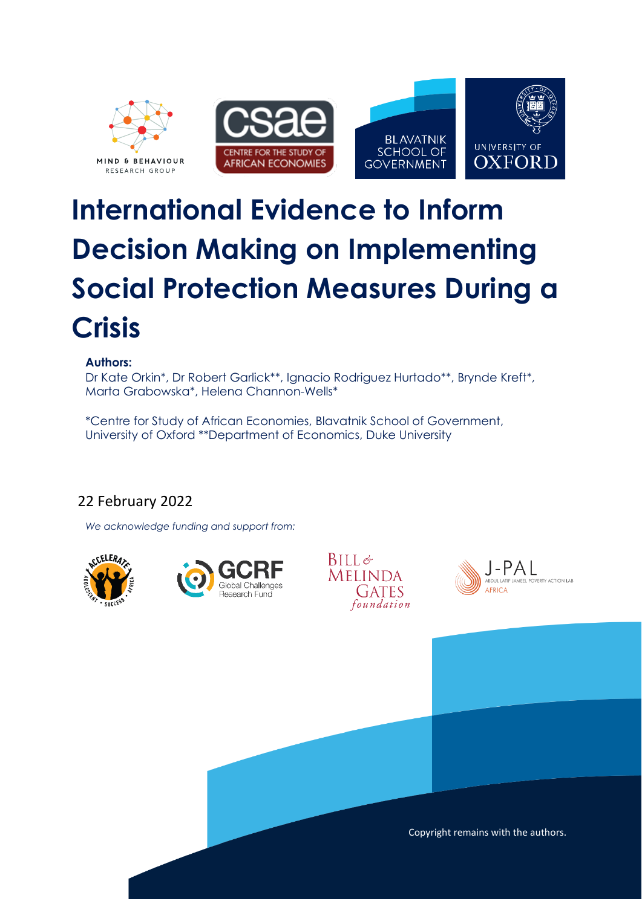# International Evidence to Inform Decision Making on Implementing Social Protection Measures During a Crisis

**Authors:**
Dr Kate Orkin*, Dr Robert Garlick**, Ignacio Rodriguez Hurtado**, Brynde Kreft*, Marta Grabowska*, Helena Channon-Wells*

*Centre for Study of African Economies, Blavatnik School of Government, University of Oxford **Department of Economics, Duke University

22 February 2022

*We acknowledge funding and support from:*

Copyright remains with the authors.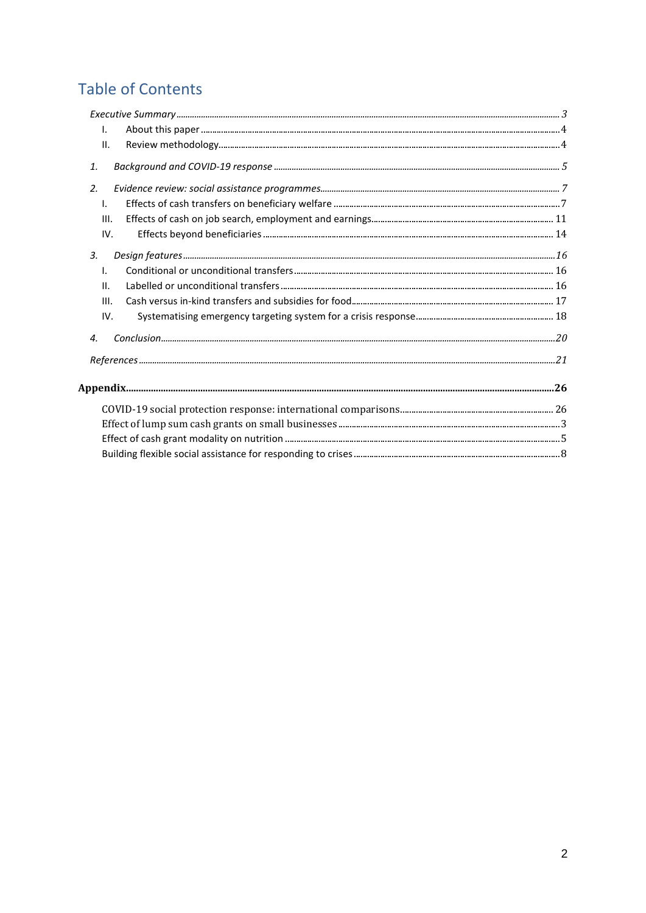# Table of Contents

*Executive Summary* ... *3*

- I. About this paper ... 4
- II. Review methodology ... 4

*1. Background and COVID-19 response* ... *5*

*2. Evidence review: social assistance programmes* ... *7*

- I. Effects of cash transfers on beneficiary welfare ... 7
- III. Effects of cash on job search, employment and earnings ... 11
- IV. Effects beyond beneficiaries ... 14

*3. Design features* ... *16*

- I. Conditional or unconditional transfers ... 16
- II. Labelled or unconditional transfers ... 16
- III. Cash versus in-kind transfers and subsidies for food ... 17
- IV. Systematising emergency targeting system for a crisis response ... 18

*4. Conclusion* ... *20*

*References* ... *21*

**Appendix** ... **26**

- COVID-19 social protection response: international comparisons ... 26
- Effect of lump sum cash grants on small businesses ... 3
- Effect of cash grant modality on nutrition ... 5
- Building flexible social assistance for responding to crises ... 8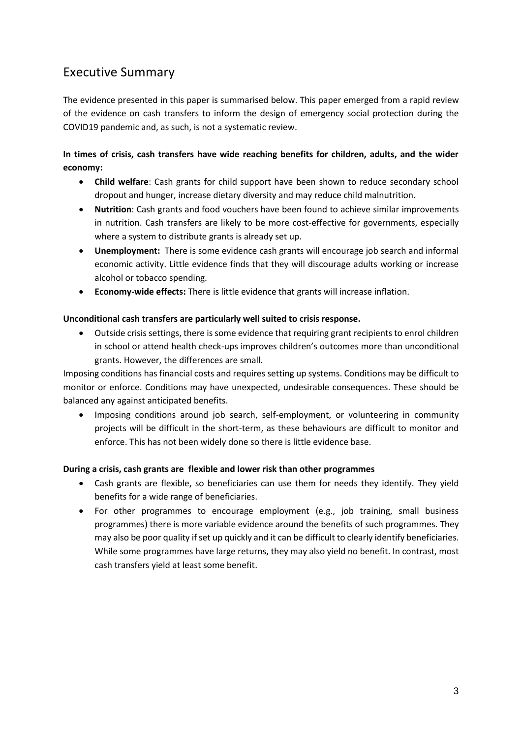# Executive Summary

The evidence presented in this paper is summarised below. This paper emerged from a rapid review of the evidence on cash transfers to inform the design of emergency social protection during the COVID19 pandemic and, as such, is not a systematic review.

**In times of crisis, cash transfers have wide reaching benefits for children, adults, and the wider economy:**

- **Child welfare**: Cash grants for child support have been shown to reduce secondary school dropout and hunger, increase dietary diversity and may reduce child malnutrition.
- **Nutrition**: Cash grants and food vouchers have been found to achieve similar improvements in nutrition. Cash transfers are likely to be more cost-effective for governments, especially where a system to distribute grants is already set up.
- **Unemployment:** There is some evidence cash grants will encourage job search and informal economic activity. Little evidence finds that they will discourage adults working or increase alcohol or tobacco spending.
- **Economy-wide effects:** There is little evidence that grants will increase inflation.

**Unconditional cash transfers are particularly well suited to crisis response.**

- Outside crisis settings, there is some evidence that requiring grant recipients to enrol children in school or attend health check-ups improves children's outcomes more than unconditional grants. However, the differences are small.

Imposing conditions has financial costs and requires setting up systems. Conditions may be difficult to monitor or enforce. Conditions may have unexpected, undesirable consequences. These should be balanced any against anticipated benefits.

- Imposing conditions around job search, self-employment, or volunteering in community projects will be difficult in the short-term, as these behaviours are difficult to monitor and enforce. This has not been widely done so there is little evidence base.

**During a crisis, cash grants are flexible and lower risk than other programmes**

- Cash grants are flexible, so beneficiaries can use them for needs they identify. They yield benefits for a wide range of beneficiaries.
- For other programmes to encourage employment (e.g., job training, small business programmes) there is more variable evidence around the benefits of such programmes. They may also be poor quality if set up quickly and it can be difficult to clearly identify beneficiaries. While some programmes have large returns, they may also yield no benefit. In contrast, most cash transfers yield at least some benefit.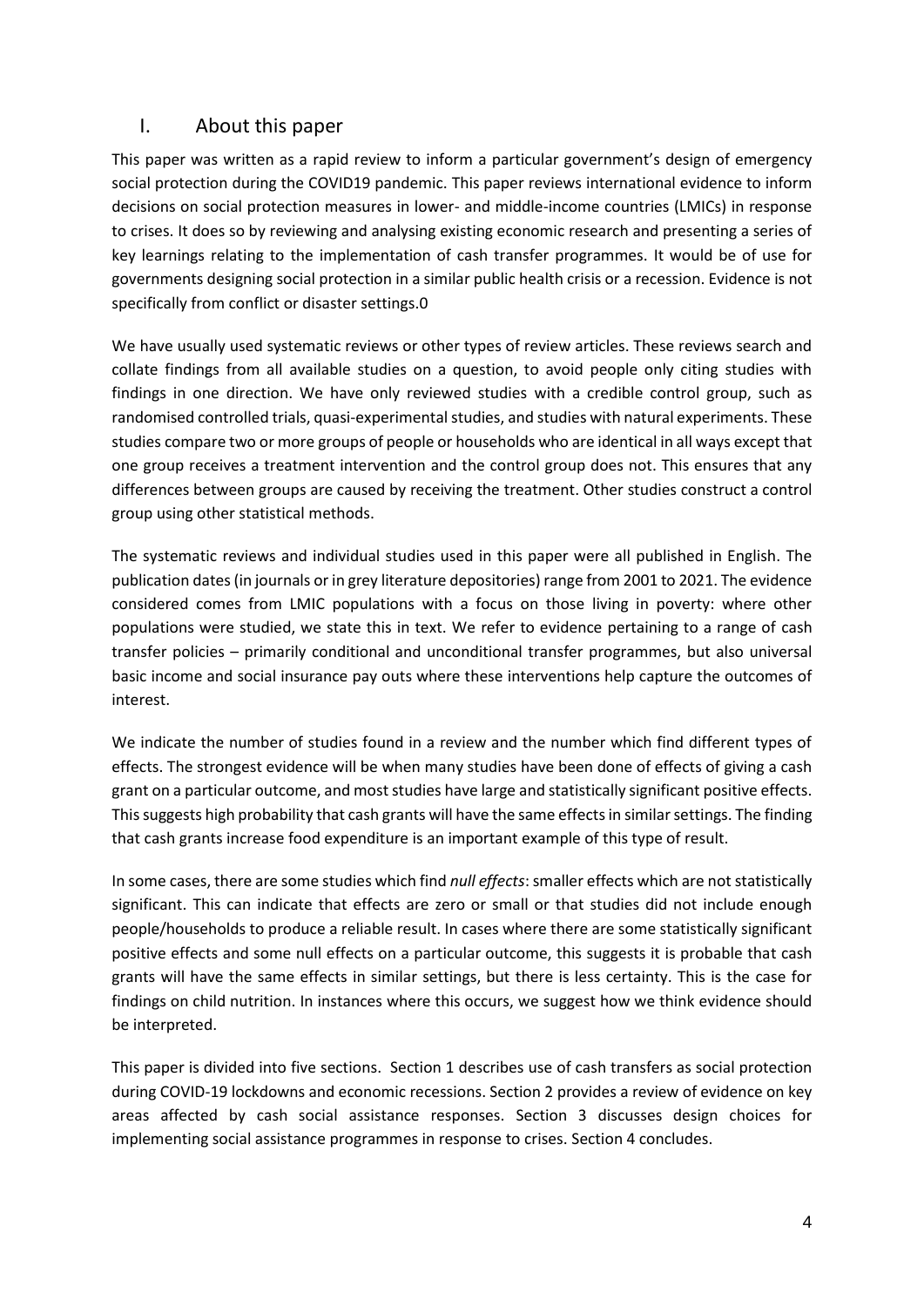# I. About this paper

This paper was written as a rapid review to inform a particular government's design of emergency social protection during the COVID19 pandemic. This paper reviews international evidence to inform decisions on social protection measures in lower- and middle-income countries (LMICs) in response to crises. It does so by reviewing and analysing existing economic research and presenting a series of key learnings relating to the implementation of cash transfer programmes. It would be of use for governments designing social protection in a similar public health crisis or a recession. Evidence is not specifically from conflict or disaster settings.0

We have usually used systematic reviews or other types of review articles. These reviews search and collate findings from all available studies on a question, to avoid people only citing studies with findings in one direction. We have only reviewed studies with a credible control group, such as randomised controlled trials, quasi-experimental studies, and studies with natural experiments. These studies compare two or more groups of people or households who are identical in all ways except that one group receives a treatment intervention and the control group does not. This ensures that any differences between groups are caused by receiving the treatment. Other studies construct a control group using other statistical methods.

The systematic reviews and individual studies used in this paper were all published in English. The publication dates (in journals or in grey literature depositories) range from 2001 to 2021. The evidence considered comes from LMIC populations with a focus on those living in poverty: where other populations were studied, we state this in text. We refer to evidence pertaining to a range of cash transfer policies – primarily conditional and unconditional transfer programmes, but also universal basic income and social insurance pay outs where these interventions help capture the outcomes of interest.

We indicate the number of studies found in a review and the number which find different types of effects. The strongest evidence will be when many studies have been done of effects of giving a cash grant on a particular outcome, and most studies have large and statistically significant positive effects. This suggests high probability that cash grants will have the same effects in similar settings. The finding that cash grants increase food expenditure is an important example of this type of result.

In some cases, there are some studies which find *null effects*: smaller effects which are not statistically significant. This can indicate that effects are zero or small or that studies did not include enough people/households to produce a reliable result. In cases where there are some statistically significant positive effects and some null effects on a particular outcome, this suggests it is probable that cash grants will have the same effects in similar settings, but there is less certainty. This is the case for findings on child nutrition. In instances where this occurs, we suggest how we think evidence should be interpreted.

This paper is divided into five sections. Section 1 describes use of cash transfers as social protection during COVID-19 lockdowns and economic recessions. Section 2 provides a review of evidence on key areas affected by cash social assistance responses. Section 3 discusses design choices for implementing social assistance programmes in response to crises. Section 4 concludes.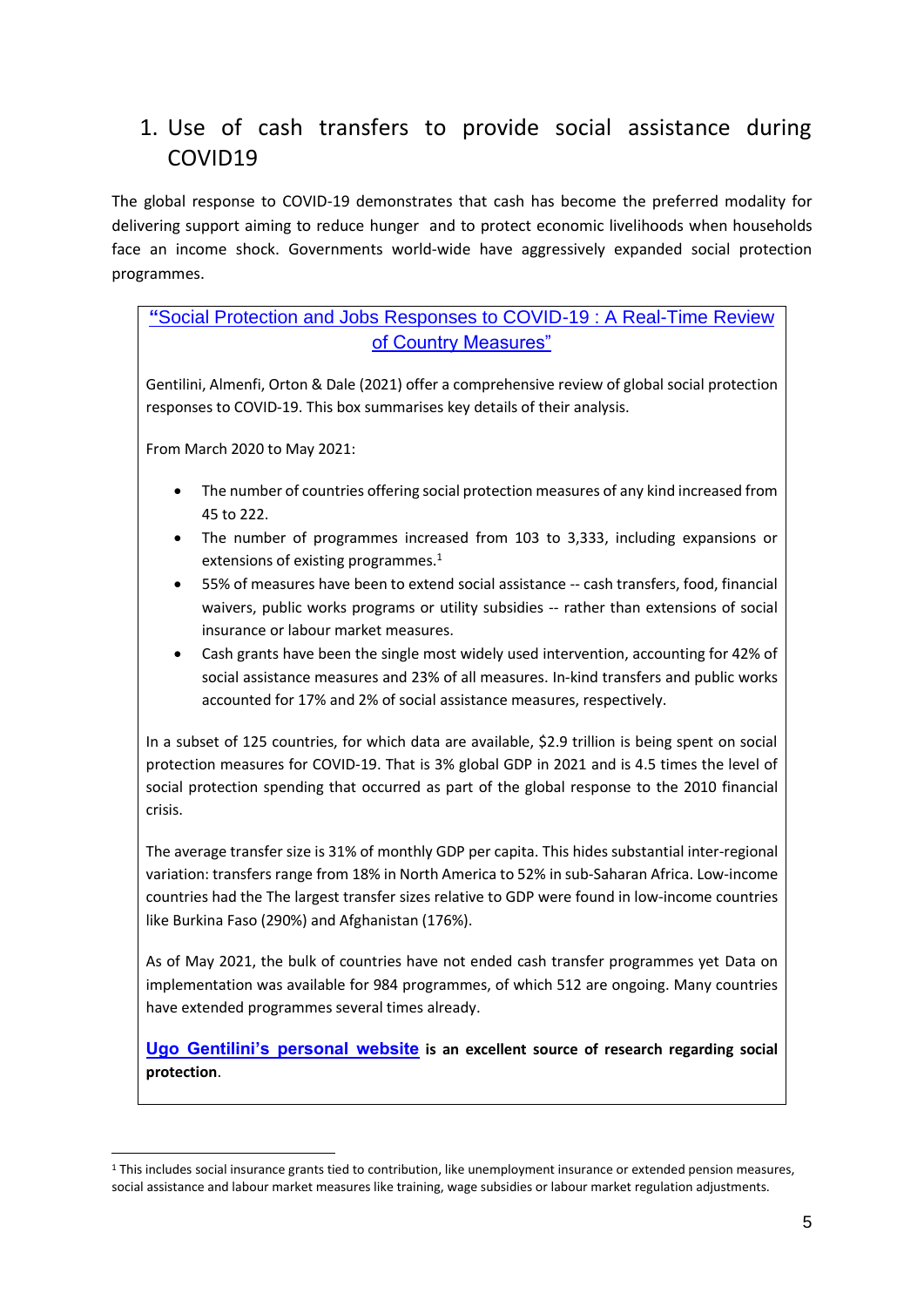# 1. Use of cash transfers to provide social assistance during COVID19

The global response to COVID-19 demonstrates that cash has become the preferred modality for delivering support aiming to reduce hunger and to protect economic livelihoods when households face an income shock. Governments world-wide have aggressively expanded social protection programmes.

**"Social Protection and Jobs Responses to COVID-19 : A Real-Time Review of Country Measures"**

Gentilini, Almenfi, Orton & Dale (2021) offer a comprehensive review of global social protection responses to COVID-19. This box summarises key details of their analysis.

From March 2020 to May 2021:

- The number of countries offering social protection measures of any kind increased from 45 to 222.
- The number of programmes increased from 103 to 3,333, including expansions or extensions of existing programmes.[1]
- 55% of measures have been to extend social assistance -- cash transfers, food, financial waivers, public works programs or utility subsidies -- rather than extensions of social insurance or labour market measures.
- Cash grants have been the single most widely used intervention, accounting for 42% of social assistance measures and 23% of all measures. In-kind transfers and public works accounted for 17% and 2% of social assistance measures, respectively.

In a subset of 125 countries, for which data are available, $2.9 trillion is being spent on social protection measures for COVID-19. That is 3% global GDP in 2021 and is 4.5 times the level of social protection spending that occurred as part of the global response to the 2010 financial crisis.

The average transfer size is 31% of monthly GDP per capita. This hides substantial inter-regional variation: transfers range from 18% in North America to 52% in sub-Saharan Africa. Low-income countries had the The largest transfer sizes relative to GDP were found in low-income countries like Burkina Faso (290%) and Afghanistan (176%).

As of May 2021, the bulk of countries have not ended cash transfer programmes yet Data on implementation was available for 984 programmes, of which 512 are ongoing. Many countries have extended programmes several times already.

**Ugo Gentilini's personal website is an excellent source of research regarding social protection**.

---

[1] This includes social insurance grants tied to contribution, like unemployment insurance or extended pension measures, social assistance and labour market measures like training, wage subsidies or labour market regulation adjustments.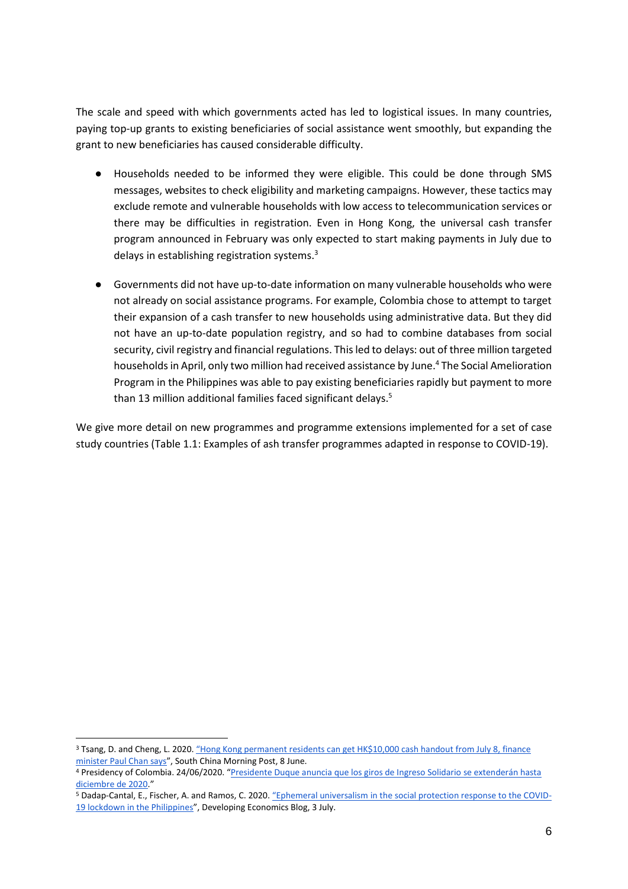The scale and speed with which governments acted has led to logistical issues. In many countries, paying top-up grants to existing beneficiaries of social assistance went smoothly, but expanding the grant to new beneficiaries has caused considerable difficulty.

- Households needed to be informed they were eligible. This could be done through SMS messages, websites to check eligibility and marketing campaigns. However, these tactics may exclude remote and vulnerable households with low access to telecommunication services or there may be difficulties in registration. Even in Hong Kong, the universal cash transfer program announced in February was only expected to start making payments in July due to delays in establishing registration systems.[3]

- Governments did not have up-to-date information on many vulnerable households who were not already on social assistance programs. For example, Colombia chose to attempt to target their expansion of a cash transfer to new households using administrative data. But they did not have an up-to-date population registry, and so had to combine databases from social security, civil registry and financial regulations. This led to delays: out of three million targeted households in April, only two million had received assistance by June.[4] The Social Amelioration Program in the Philippines was able to pay existing beneficiaries rapidly but payment to more than 13 million additional families faced significant delays.[5]

We give more detail on new programmes and programme extensions implemented for a set of case study countries (Table 1.1: Examples of ash transfer programmes adapted in response to COVID-19).

---

[3] Tsang, D. and Cheng, L. 2020. "Hong Kong permanent residents can get HK$10,000 cash handout from July 8, finance minister Paul Chan says", South China Morning Post, 8 June.

[4] Presidency of Colombia. 24/06/2020. "Presidente Duque anuncia que los giros de Ingreso Solidario se extenderán hasta diciembre de 2020."

[5] Dadap-Cantal, E., Fischer, A. and Ramos, C. 2020. "Ephemeral universalism in the social protection response to the COVID-19 lockdown in the Philippines", Developing Economics Blog, 3 July.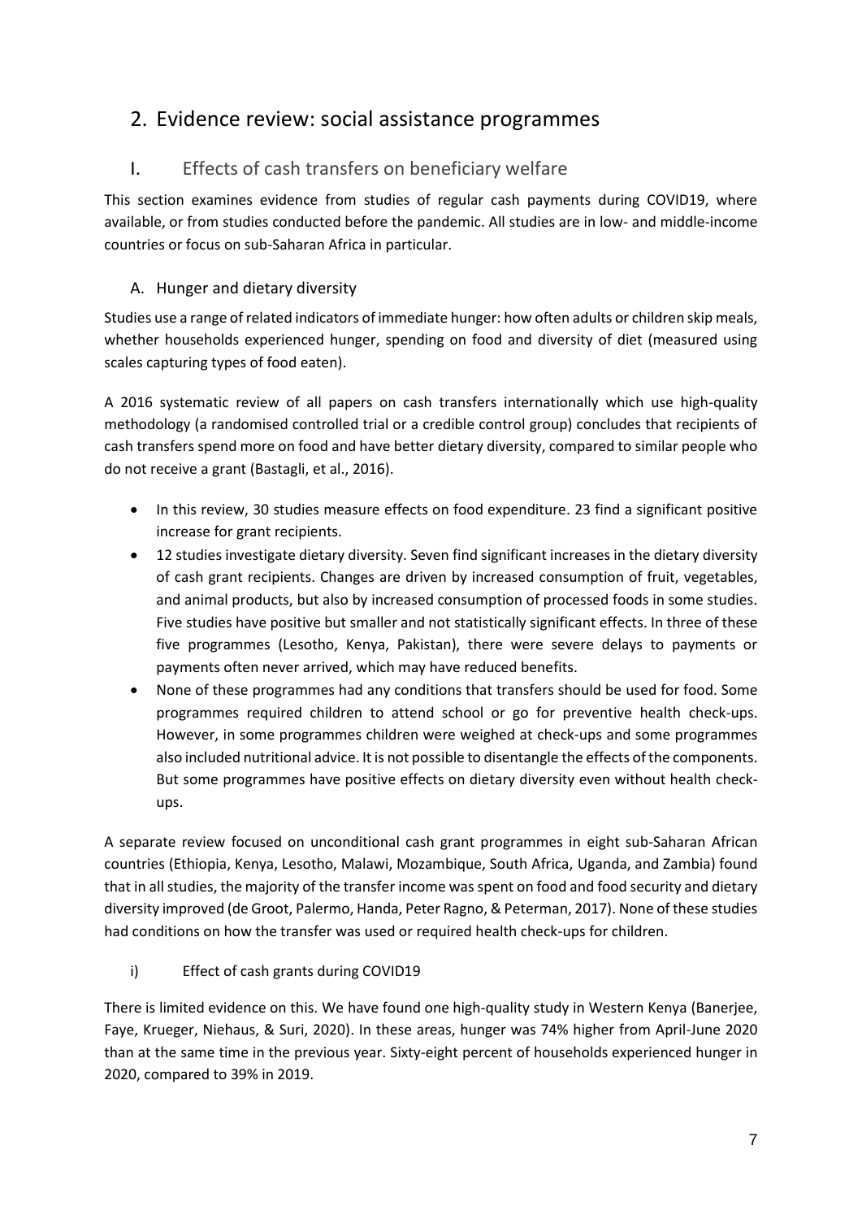## 2. Evidence review: social assistance programmes

### I. Effects of cash transfers on beneficiary welfare

This section examines evidence from studies of regular cash payments during COVID19, where available, or from studies conducted before the pandemic. All studies are in low- and middle-income countries or focus on sub-Saharan Africa in particular.

#### A. Hunger and dietary diversity

Studies use a range of related indicators of immediate hunger: how often adults or children skip meals, whether households experienced hunger, spending on food and diversity of diet (measured using scales capturing types of food eaten).

A 2016 systematic review of all papers on cash transfers internationally which use high-quality methodology (a randomised controlled trial or a credible control group) concludes that recipients of cash transfers spend more on food and have better dietary diversity, compared to similar people who do not receive a grant (Bastagli, et al., 2016).

- In this review, 30 studies measure effects on food expenditure. 23 find a significant positive increase for grant recipients.
- 12 studies investigate dietary diversity. Seven find significant increases in the dietary diversity of cash grant recipients. Changes are driven by increased consumption of fruit, vegetables, and animal products, but also by increased consumption of processed foods in some studies. Five studies have positive but smaller and not statistically significant effects. In three of these five programmes (Lesotho, Kenya, Pakistan), there were severe delays to payments or payments often never arrived, which may have reduced benefits.
- None of these programmes had any conditions that transfers should be used for food. Some programmes required children to attend school or go for preventive health check-ups. However, in some programmes children were weighed at check-ups and some programmes also included nutritional advice. It is not possible to disentangle the effects of the components. But some programmes have positive effects on dietary diversity even without health check-ups.

A separate review focused on unconditional cash grant programmes in eight sub-Saharan African countries (Ethiopia, Kenya, Lesotho, Malawi, Mozambique, South Africa, Uganda, and Zambia) found that in all studies, the majority of the transfer income was spent on food and food security and dietary diversity improved (de Groot, Palermo, Handa, Peter Ragno, & Peterman, 2017). None of these studies had conditions on how the transfer was used or required health check-ups for children.

##### i) Effect of cash grants during COVID19

There is limited evidence on this. We have found one high-quality study in Western Kenya (Banerjee, Faye, Krueger, Niehaus, & Suri, 2020). In these areas, hunger was 74% higher from April-June 2020 than at the same time in the previous year. Sixty-eight percent of households experienced hunger in 2020, compared to 39% in 2019.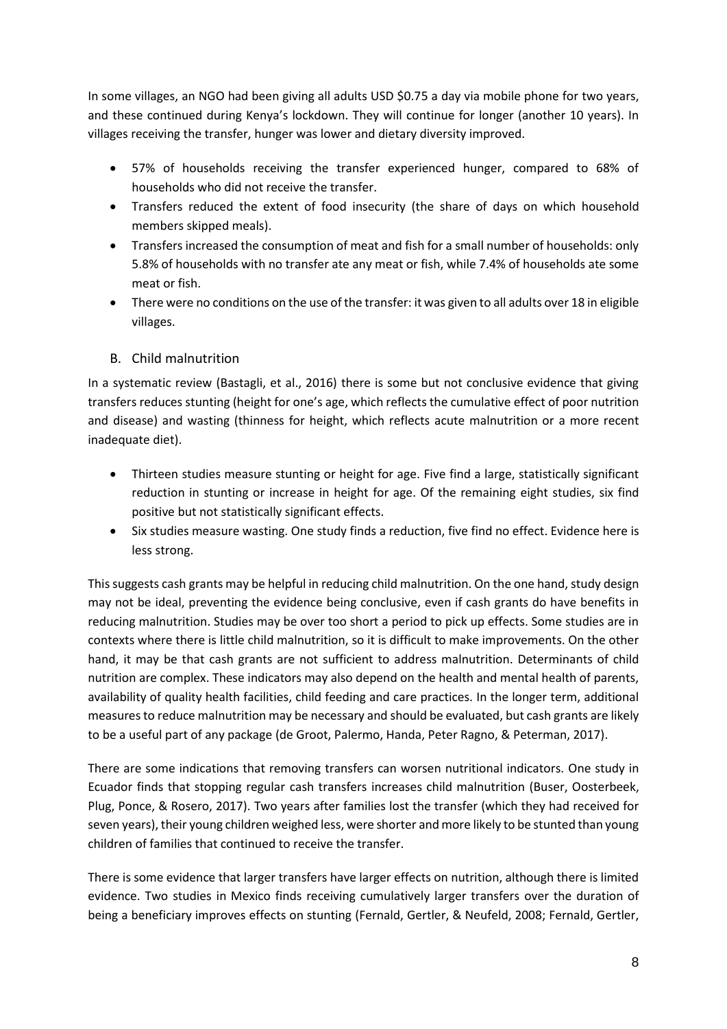In some villages, an NGO had been giving all adults USD $0.75 a day via mobile phone for two years, and these continued during Kenya's lockdown. They will continue for longer (another 10 years). In villages receiving the transfer, hunger was lower and dietary diversity improved.

- 57% of households receiving the transfer experienced hunger, compared to 68% of households who did not receive the transfer.
- Transfers reduced the extent of food insecurity (the share of days on which household members skipped meals).
- Transfers increased the consumption of meat and fish for a small number of households: only 5.8% of households with no transfer ate any meat or fish, while 7.4% of households ate some meat or fish.
- There were no conditions on the use of the transfer: it was given to all adults over 18 in eligible villages.

## B. Child malnutrition

In a systematic review (Bastagli, et al., 2016) there is some but not conclusive evidence that giving transfers reduces stunting (height for one's age, which reflects the cumulative effect of poor nutrition and disease) and wasting (thinness for height, which reflects acute malnutrition or a more recent inadequate diet).

- Thirteen studies measure stunting or height for age. Five find a large, statistically significant reduction in stunting or increase in height for age. Of the remaining eight studies, six find positive but not statistically significant effects.
- Six studies measure wasting. One study finds a reduction, five find no effect. Evidence here is less strong.

This suggests cash grants may be helpful in reducing child malnutrition. On the one hand, study design may not be ideal, preventing the evidence being conclusive, even if cash grants do have benefits in reducing malnutrition. Studies may be over too short a period to pick up effects. Some studies are in contexts where there is little child malnutrition, so it is difficult to make improvements. On the other hand, it may be that cash grants are not sufficient to address malnutrition. Determinants of child nutrition are complex. These indicators may also depend on the health and mental health of parents, availability of quality health facilities, child feeding and care practices. In the longer term, additional measures to reduce malnutrition may be necessary and should be evaluated, but cash grants are likely to be a useful part of any package (de Groot, Palermo, Handa, Peter Ragno, & Peterman, 2017).

There are some indications that removing transfers can worsen nutritional indicators. One study in Ecuador finds that stopping regular cash transfers increases child malnutrition (Buser, Oosterbeek, Plug, Ponce, & Rosero, 2017). Two years after families lost the transfer (which they had received for seven years), their young children weighed less, were shorter and more likely to be stunted than young children of families that continued to receive the transfer.

There is some evidence that larger transfers have larger effects on nutrition, although there is limited evidence. Two studies in Mexico finds receiving cumulatively larger transfers over the duration of being a beneficiary improves effects on stunting (Fernald, Gertler, & Neufeld, 2008; Fernald, Gertler,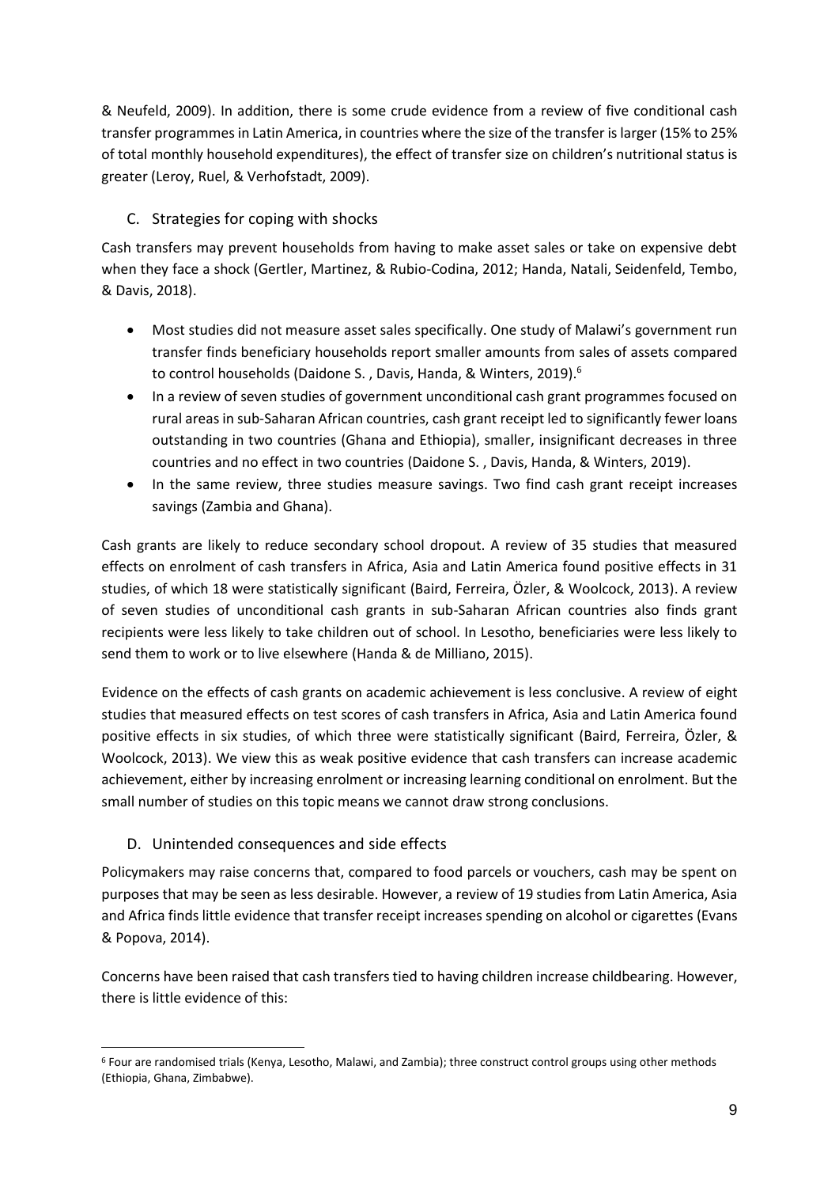& Neufeld, 2009). In addition, there is some crude evidence from a review of five conditional cash transfer programmes in Latin America, in countries where the size of the transfer is larger (15% to 25% of total monthly household expenditures), the effect of transfer size on children's nutritional status is greater (Leroy, Ruel, & Verhofstadt, 2009).

## C. Strategies for coping with shocks

Cash transfers may prevent households from having to make asset sales or take on expensive debt when they face a shock (Gertler, Martinez, & Rubio-Codina, 2012; Handa, Natali, Seidenfeld, Tembo, & Davis, 2018).

- Most studies did not measure asset sales specifically. One study of Malawi's government run transfer finds beneficiary households report smaller amounts from sales of assets compared to control households (Daidone S. , Davis, Handa, & Winters, 2019).[6]
- In a review of seven studies of government unconditional cash grant programmes focused on rural areas in sub-Saharan African countries, cash grant receipt led to significantly fewer loans outstanding in two countries (Ghana and Ethiopia), smaller, insignificant decreases in three countries and no effect in two countries (Daidone S. , Davis, Handa, & Winters, 2019).
- In the same review, three studies measure savings. Two find cash grant receipt increases savings (Zambia and Ghana).

Cash grants are likely to reduce secondary school dropout. A review of 35 studies that measured effects on enrolment of cash transfers in Africa, Asia and Latin America found positive effects in 31 studies, of which 18 were statistically significant (Baird, Ferreira, Özler, & Woolcock, 2013). A review of seven studies of unconditional cash grants in sub-Saharan African countries also finds grant recipients were less likely to take children out of school. In Lesotho, beneficiaries were less likely to send them to work or to live elsewhere (Handa & de Milliano, 2015).

Evidence on the effects of cash grants on academic achievement is less conclusive. A review of eight studies that measured effects on test scores of cash transfers in Africa, Asia and Latin America found positive effects in six studies, of which three were statistically significant (Baird, Ferreira, Özler, & Woolcock, 2013). We view this as weak positive evidence that cash transfers can increase academic achievement, either by increasing enrolment or increasing learning conditional on enrolment. But the small number of studies on this topic means we cannot draw strong conclusions.

## D. Unintended consequences and side effects

Policymakers may raise concerns that, compared to food parcels or vouchers, cash may be spent on purposes that may be seen as less desirable. However, a review of 19 studies from Latin America, Asia and Africa finds little evidence that transfer receipt increases spending on alcohol or cigarettes (Evans & Popova, 2014).

Concerns have been raised that cash transfers tied to having children increase childbearing. However, there is little evidence of this:

[6] Four are randomised trials (Kenya, Lesotho, Malawi, and Zambia); three construct control groups using other methods (Ethiopia, Ghana, Zimbabwe).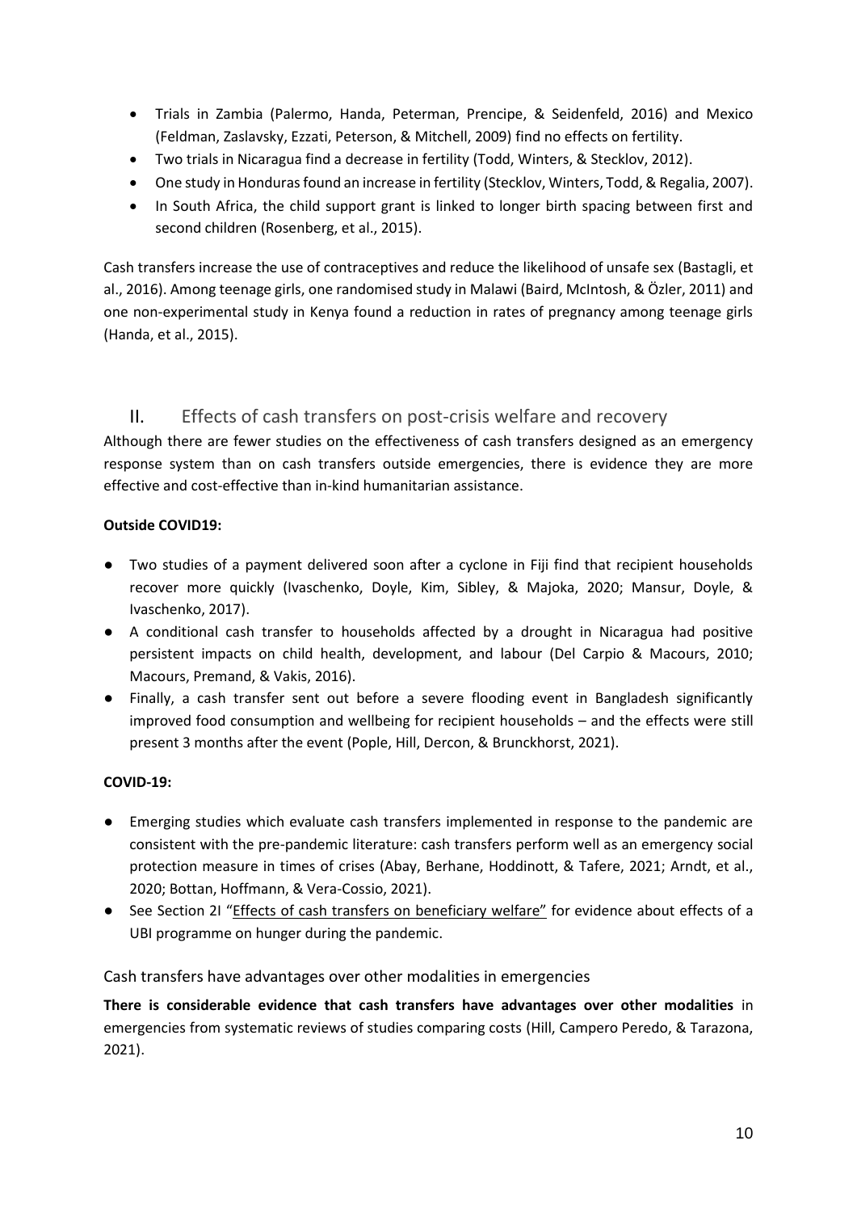- Trials in Zambia (Palermo, Handa, Peterman, Prencipe, & Seidenfeld, 2016) and Mexico (Feldman, Zaslavsky, Ezzati, Peterson, & Mitchell, 2009) find no effects on fertility.
- Two trials in Nicaragua find a decrease in fertility (Todd, Winters, & Stecklov, 2012).
- One study in Honduras found an increase in fertility (Stecklov, Winters, Todd, & Regalia, 2007).
- In South Africa, the child support grant is linked to longer birth spacing between first and second children (Rosenberg, et al., 2015).

Cash transfers increase the use of contraceptives and reduce the likelihood of unsafe sex (Bastagli, et al., 2016). Among teenage girls, one randomised study in Malawi (Baird, McIntosh, & Özler, 2011) and one non-experimental study in Kenya found a reduction in rates of pregnancy among teenage girls (Handa, et al., 2015).

## II. Effects of cash transfers on post-crisis welfare and recovery

Although there are fewer studies on the effectiveness of cash transfers designed as an emergency response system than on cash transfers outside emergencies, there is evidence they are more effective and cost-effective than in-kind humanitarian assistance.

**Outside COVID19:**

- Two studies of a payment delivered soon after a cyclone in Fiji find that recipient households recover more quickly (Ivaschenko, Doyle, Kim, Sibley, & Majoka, 2020; Mansur, Doyle, & Ivaschenko, 2017).
- A conditional cash transfer to households affected by a drought in Nicaragua had positive persistent impacts on child health, development, and labour (Del Carpio & Macours, 2010; Macours, Premand, & Vakis, 2016).
- Finally, a cash transfer sent out before a severe flooding event in Bangladesh significantly improved food consumption and wellbeing for recipient households – and the effects were still present 3 months after the event (Pople, Hill, Dercon, & Brunckhorst, 2021).

**COVID-19:**

- Emerging studies which evaluate cash transfers implemented in response to the pandemic are consistent with the pre-pandemic literature: cash transfers perform well as an emergency social protection measure in times of crises (Abay, Berhane, Hoddinott, & Tafere, 2021; Arndt, et al., 2020; Bottan, Hoffmann, & Vera-Cossio, 2021).
- See Section 2I "Effects of cash transfers on beneficiary welfare" for evidence about effects of a UBI programme on hunger during the pandemic.

### Cash transfers have advantages over other modalities in emergencies

**There is considerable evidence that cash transfers have advantages over other modalities** in emergencies from systematic reviews of studies comparing costs (Hill, Campero Peredo, & Tarazona, 2021).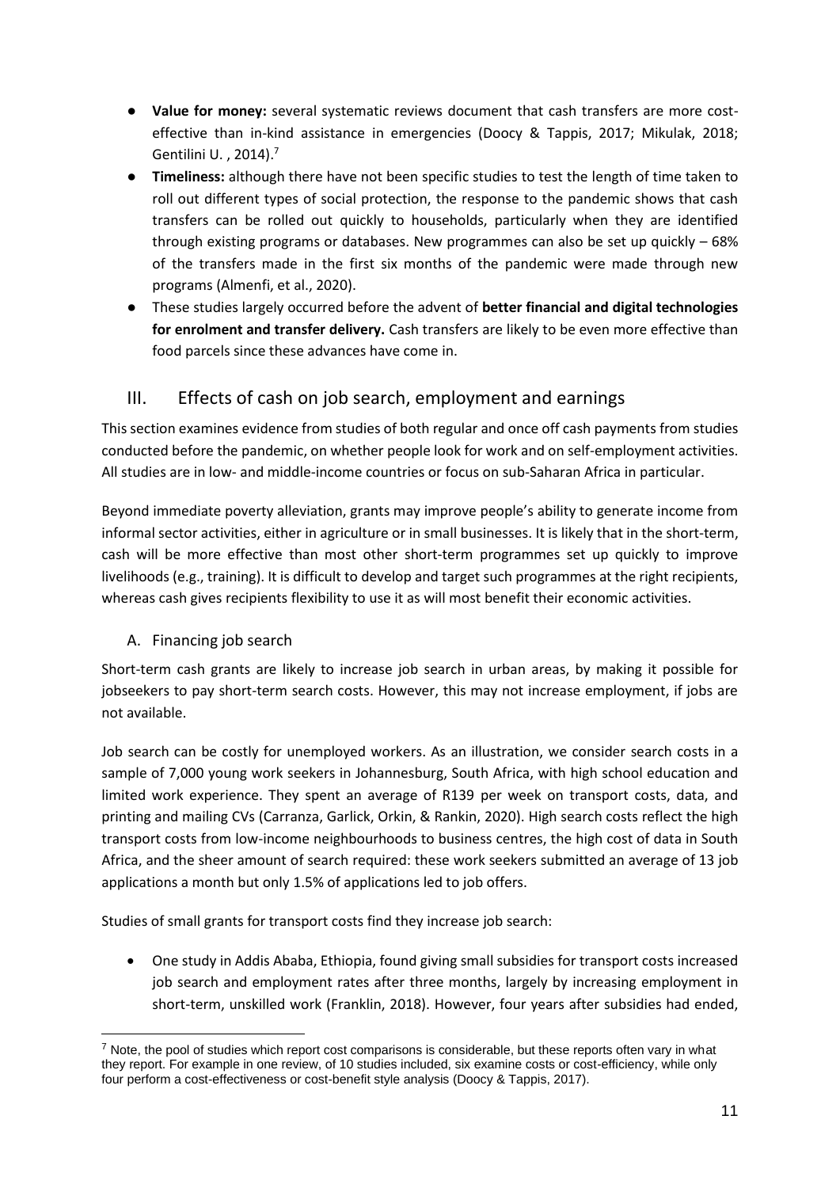- **Value for money:** several systematic reviews document that cash transfers are more cost-effective than in-kind assistance in emergencies (Doocy & Tappis, 2017; Mikulak, 2018; Gentilini U. , 2014).[7]
- **Timeliness:** although there have not been specific studies to test the length of time taken to roll out different types of social protection, the response to the pandemic shows that cash transfers can be rolled out quickly to households, particularly when they are identified through existing programs or databases. New programmes can also be set up quickly – 68% of the transfers made in the first six months of the pandemic were made through new programs (Almenfi, et al., 2020).
- These studies largely occurred before the advent of **better financial and digital technologies for enrolment and transfer delivery.** Cash transfers are likely to be even more effective than food parcels since these advances have come in.

## III. Effects of cash on job search, employment and earnings

This section examines evidence from studies of both regular and once off cash payments from studies conducted before the pandemic, on whether people look for work and on self-employment activities. All studies are in low- and middle-income countries or focus on sub-Saharan Africa in particular.

Beyond immediate poverty alleviation, grants may improve people's ability to generate income from informal sector activities, either in agriculture or in small businesses. It is likely that in the short-term, cash will be more effective than most other short-term programmes set up quickly to improve livelihoods (e.g., training). It is difficult to develop and target such programmes at the right recipients, whereas cash gives recipients flexibility to use it as will most benefit their economic activities.

### A. Financing job search

Short-term cash grants are likely to increase job search in urban areas, by making it possible for jobseekers to pay short-term search costs. However, this may not increase employment, if jobs are not available.

Job search can be costly for unemployed workers. As an illustration, we consider search costs in a sample of 7,000 young work seekers in Johannesburg, South Africa, with high school education and limited work experience. They spent an average of R139 per week on transport costs, data, and printing and mailing CVs (Carranza, Garlick, Orkin, & Rankin, 2020). High search costs reflect the high transport costs from low-income neighbourhoods to business centres, the high cost of data in South Africa, and the sheer amount of search required: these work seekers submitted an average of 13 job applications a month but only 1.5% of applications led to job offers.

Studies of small grants for transport costs find they increase job search:

- One study in Addis Ababa, Ethiopia, found giving small subsidies for transport costs increased job search and employment rates after three months, largely by increasing employment in short-term, unskilled work (Franklin, 2018). However, four years after subsidies had ended,

[7] Note, the pool of studies which report cost comparisons is considerable, but these reports often vary in what they report. For example in one review, of 10 studies included, six examine costs or cost-efficiency, while only four perform a cost-effectiveness or cost-benefit style analysis (Doocy & Tappis, 2017).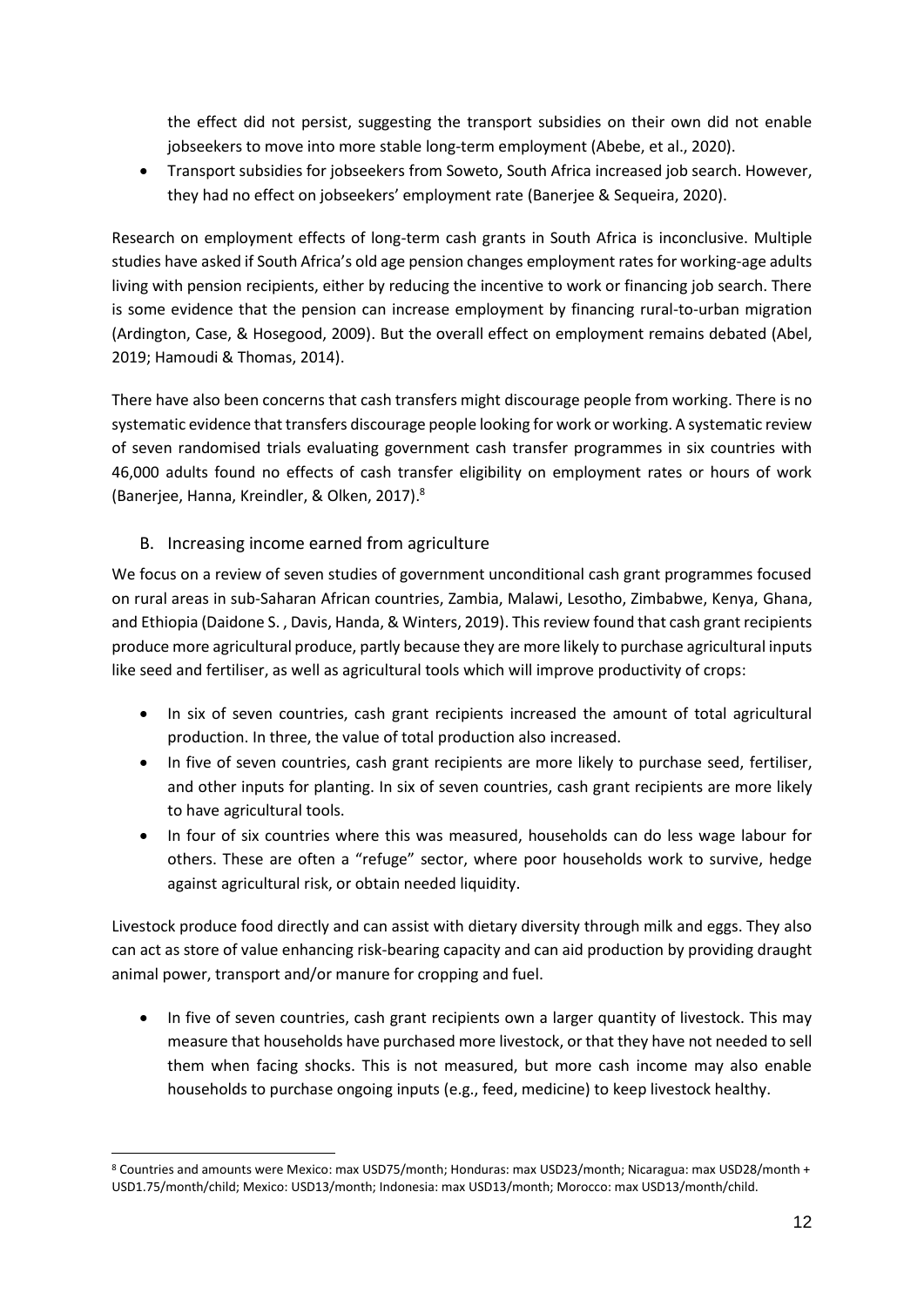the effect did not persist, suggesting the transport subsidies on their own did not enable jobseekers to move into more stable long-term employment (Abebe, et al., 2020).

- Transport subsidies for jobseekers from Soweto, South Africa increased job search. However, they had no effect on jobseekers' employment rate (Banerjee & Sequeira, 2020).

Research on employment effects of long-term cash grants in South Africa is inconclusive. Multiple studies have asked if South Africa's old age pension changes employment rates for working-age adults living with pension recipients, either by reducing the incentive to work or financing job search. There is some evidence that the pension can increase employment by financing rural-to-urban migration (Ardington, Case, & Hosegood, 2009). But the overall effect on employment remains debated (Abel, 2019; Hamoudi & Thomas, 2014).

There have also been concerns that cash transfers might discourage people from working. There is no systematic evidence that transfers discourage people looking for work or working. A systematic review of seven randomised trials evaluating government cash transfer programmes in six countries with 46,000 adults found no effects of cash transfer eligibility on employment rates or hours of work (Banerjee, Hanna, Kreindler, & Olken, 2017).[8]

## B. Increasing income earned from agriculture

We focus on a review of seven studies of government unconditional cash grant programmes focused on rural areas in sub-Saharan African countries, Zambia, Malawi, Lesotho, Zimbabwe, Kenya, Ghana, and Ethiopia (Daidone S. , Davis, Handa, & Winters, 2019). This review found that cash grant recipients produce more agricultural produce, partly because they are more likely to purchase agricultural inputs like seed and fertiliser, as well as agricultural tools which will improve productivity of crops:

- In six of seven countries, cash grant recipients increased the amount of total agricultural production. In three, the value of total production also increased.
- In five of seven countries, cash grant recipients are more likely to purchase seed, fertiliser, and other inputs for planting. In six of seven countries, cash grant recipients are more likely to have agricultural tools.
- In four of six countries where this was measured, households can do less wage labour for others. These are often a "refuge" sector, where poor households work to survive, hedge against agricultural risk, or obtain needed liquidity.

Livestock produce food directly and can assist with dietary diversity through milk and eggs. They also can act as store of value enhancing risk-bearing capacity and can aid production by providing draught animal power, transport and/or manure for cropping and fuel.

- In five of seven countries, cash grant recipients own a larger quantity of livestock. This may measure that households have purchased more livestock, or that they have not needed to sell them when facing shocks. This is not measured, but more cash income may also enable households to purchase ongoing inputs (e.g., feed, medicine) to keep livestock healthy.

[8] Countries and amounts were Mexico: max USD75/month; Honduras: max USD23/month; Nicaragua: max USD28/month + USD1.75/month/child; Mexico: USD13/month; Indonesia: max USD13/month; Morocco: max USD13/month/child.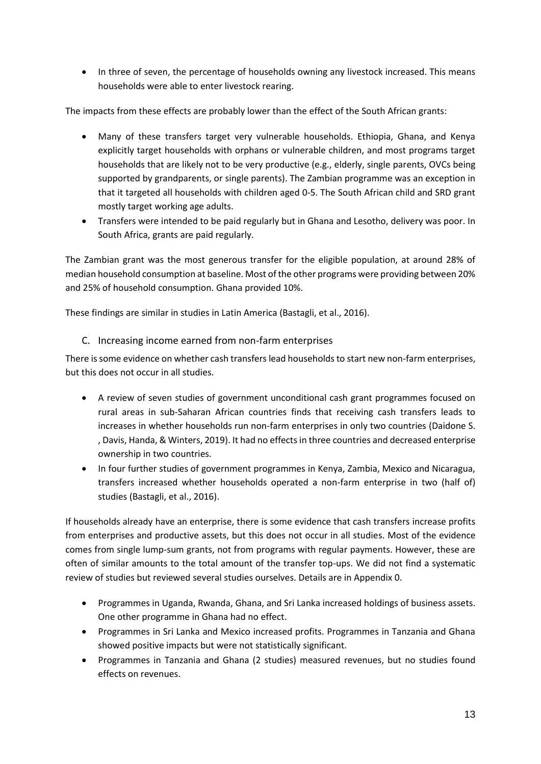- In three of seven, the percentage of households owning any livestock increased. This means households were able to enter livestock rearing.

The impacts from these effects are probably lower than the effect of the South African grants:

- Many of these transfers target very vulnerable households. Ethiopia, Ghana, and Kenya explicitly target households with orphans or vulnerable children, and most programs target households that are likely not to be very productive (e.g., elderly, single parents, OVCs being supported by grandparents, or single parents). The Zambian programme was an exception in that it targeted all households with children aged 0-5. The South African child and SRD grant mostly target working age adults.
- Transfers were intended to be paid regularly but in Ghana and Lesotho, delivery was poor. In South Africa, grants are paid regularly.

The Zambian grant was the most generous transfer for the eligible population, at around 28% of median household consumption at baseline. Most of the other programs were providing between 20% and 25% of household consumption. Ghana provided 10%.

These findings are similar in studies in Latin America (Bastagli, et al., 2016).

## C. Increasing income earned from non-farm enterprises

There is some evidence on whether cash transfers lead households to start new non-farm enterprises, but this does not occur in all studies.

- A review of seven studies of government unconditional cash grant programmes focused on rural areas in sub-Saharan African countries finds that receiving cash transfers leads to increases in whether households run non-farm enterprises in only two countries (Daidone S. , Davis, Handa, & Winters, 2019). It had no effects in three countries and decreased enterprise ownership in two countries.
- In four further studies of government programmes in Kenya, Zambia, Mexico and Nicaragua, transfers increased whether households operated a non-farm enterprise in two (half of) studies (Bastagli, et al., 2016).

If households already have an enterprise, there is some evidence that cash transfers increase profits from enterprises and productive assets, but this does not occur in all studies. Most of the evidence comes from single lump-sum grants, not from programs with regular payments. However, these are often of similar amounts to the total amount of the transfer top-ups. We did not find a systematic review of studies but reviewed several studies ourselves. Details are in Appendix 0.

- Programmes in Uganda, Rwanda, Ghana, and Sri Lanka increased holdings of business assets. One other programme in Ghana had no effect.
- Programmes in Sri Lanka and Mexico increased profits. Programmes in Tanzania and Ghana showed positive impacts but were not statistically significant.
- Programmes in Tanzania and Ghana (2 studies) measured revenues, but no studies found effects on revenues.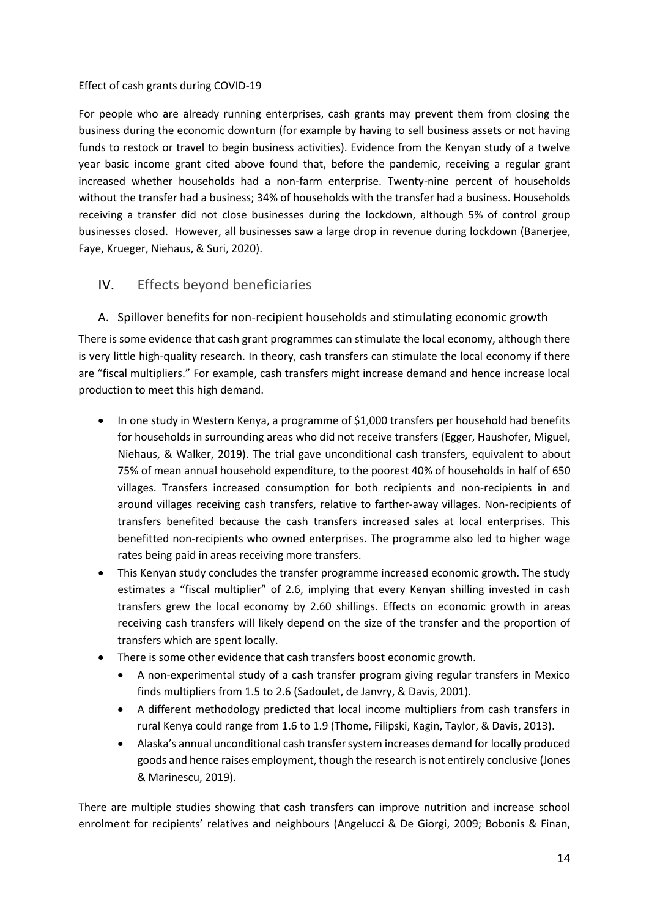Effect of cash grants during COVID-19

For people who are already running enterprises, cash grants may prevent them from closing the business during the economic downturn (for example by having to sell business assets or not having funds to restock or travel to begin business activities). Evidence from the Kenyan study of a twelve year basic income grant cited above found that, before the pandemic, receiving a regular grant increased whether households had a non-farm enterprise. Twenty-nine percent of households without the transfer had a business; 34% of households with the transfer had a business. Households receiving a transfer did not close businesses during the lockdown, although 5% of control group businesses closed. However, all businesses saw a large drop in revenue during lockdown (Banerjee, Faye, Krueger, Niehaus, & Suri, 2020).

## IV. Effects beyond beneficiaries

### A. Spillover benefits for non-recipient households and stimulating economic growth

There is some evidence that cash grant programmes can stimulate the local economy, although there is very little high-quality research. In theory, cash transfers can stimulate the local economy if there are "fiscal multipliers." For example, cash transfers might increase demand and hence increase local production to meet this high demand.

- In one study in Western Kenya, a programme of $1,000 transfers per household had benefits for households in surrounding areas who did not receive transfers (Egger, Haushofer, Miguel, Niehaus, & Walker, 2019). The trial gave unconditional cash transfers, equivalent to about 75% of mean annual household expenditure, to the poorest 40% of households in half of 650 villages. Transfers increased consumption for both recipients and non-recipients in and around villages receiving cash transfers, relative to farther-away villages. Non-recipients of transfers benefited because the cash transfers increased sales at local enterprises. This benefitted non-recipients who owned enterprises. The programme also led to higher wage rates being paid in areas receiving more transfers.
- This Kenyan study concludes the transfer programme increased economic growth. The study estimates a "fiscal multiplier" of 2.6, implying that every Kenyan shilling invested in cash transfers grew the local economy by 2.60 shillings. Effects on economic growth in areas receiving cash transfers will likely depend on the size of the transfer and the proportion of transfers which are spent locally.
- There is some other evidence that cash transfers boost economic growth.
  - A non-experimental study of a cash transfer program giving regular transfers in Mexico finds multipliers from 1.5 to 2.6 (Sadoulet, de Janvry, & Davis, 2001).
  - A different methodology predicted that local income multipliers from cash transfers in rural Kenya could range from 1.6 to 1.9 (Thome, Filipski, Kagin, Taylor, & Davis, 2013).
  - Alaska's annual unconditional cash transfer system increases demand for locally produced goods and hence raises employment, though the research is not entirely conclusive (Jones & Marinescu, 2019).

There are multiple studies showing that cash transfers can improve nutrition and increase school enrolment for recipients' relatives and neighbours (Angelucci & De Giorgi, 2009; Bobonis & Finan,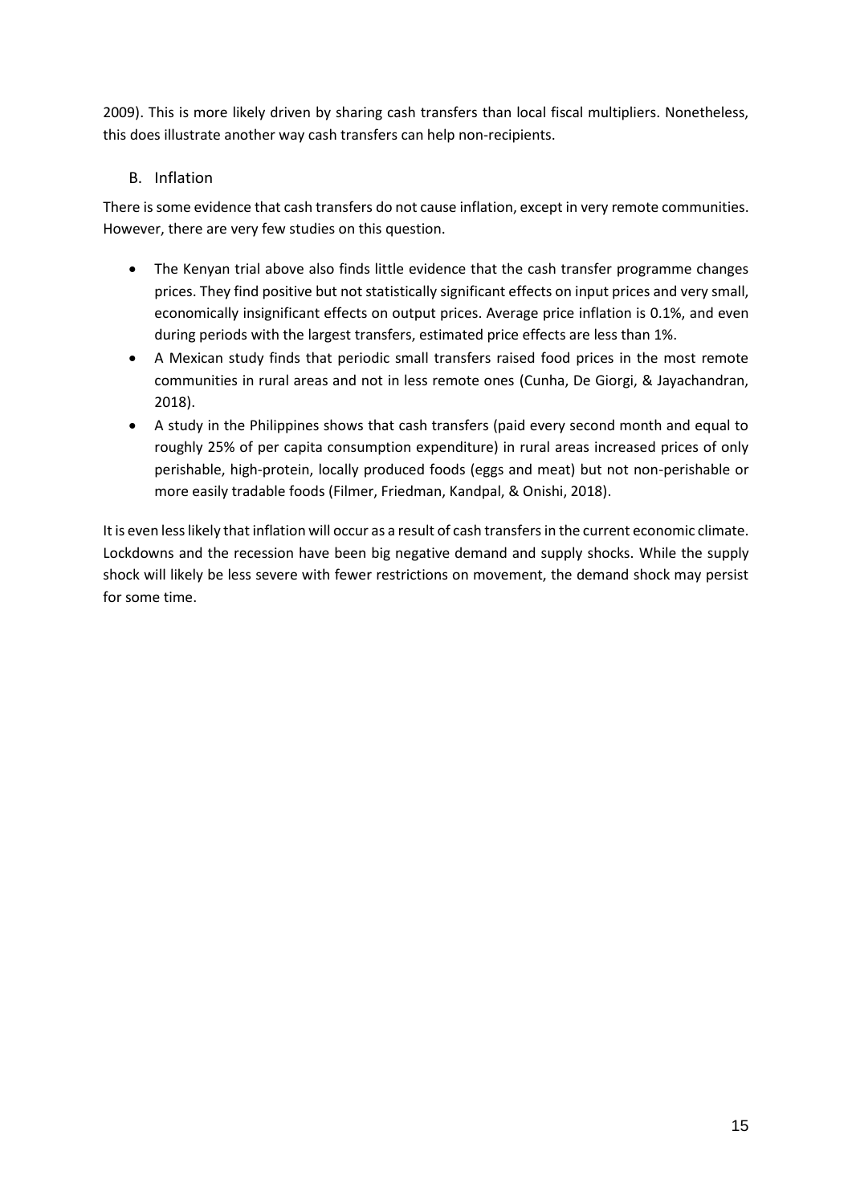2009). This is more likely driven by sharing cash transfers than local fiscal multipliers. Nonetheless, this does illustrate another way cash transfers can help non-recipients.

## B. Inflation

There is some evidence that cash transfers do not cause inflation, except in very remote communities. However, there are very few studies on this question.

- The Kenyan trial above also finds little evidence that the cash transfer programme changes prices. They find positive but not statistically significant effects on input prices and very small, economically insignificant effects on output prices. Average price inflation is 0.1%, and even during periods with the largest transfers, estimated price effects are less than 1%.
- A Mexican study finds that periodic small transfers raised food prices in the most remote communities in rural areas and not in less remote ones (Cunha, De Giorgi, & Jayachandran, 2018).
- A study in the Philippines shows that cash transfers (paid every second month and equal to roughly 25% of per capita consumption expenditure) in rural areas increased prices of only perishable, high-protein, locally produced foods (eggs and meat) but not non-perishable or more easily tradable foods (Filmer, Friedman, Kandpal, & Onishi, 2018).

It is even less likely that inflation will occur as a result of cash transfers in the current economic climate. Lockdowns and the recession have been big negative demand and supply shocks. While the supply shock will likely be less severe with fewer restrictions on movement, the demand shock may persist for some time.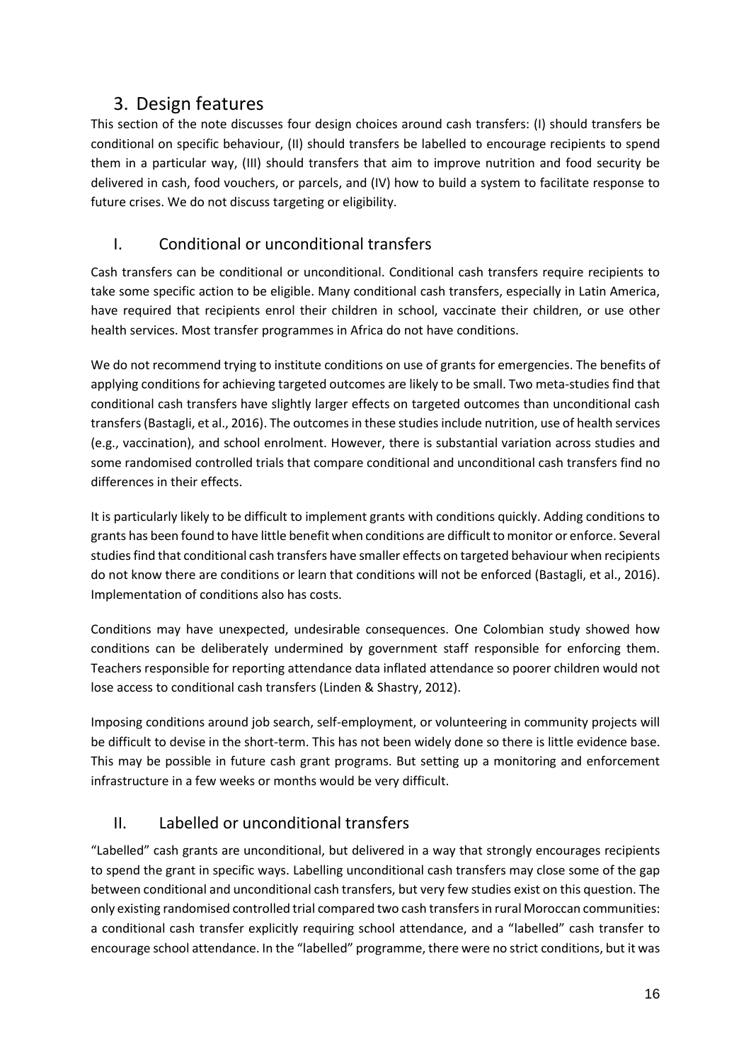## 3. Design features

This section of the note discusses four design choices around cash transfers: (I) should transfers be conditional on specific behaviour, (II) should transfers be labelled to encourage recipients to spend them in a particular way, (III) should transfers that aim to improve nutrition and food security be delivered in cash, food vouchers, or parcels, and (IV) how to build a system to facilitate response to future crises. We do not discuss targeting or eligibility.

### I. Conditional or unconditional transfers

Cash transfers can be conditional or unconditional. Conditional cash transfers require recipients to take some specific action to be eligible. Many conditional cash transfers, especially in Latin America, have required that recipients enrol their children in school, vaccinate their children, or use other health services. Most transfer programmes in Africa do not have conditions.

We do not recommend trying to institute conditions on use of grants for emergencies. The benefits of applying conditions for achieving targeted outcomes are likely to be small. Two meta-studies find that conditional cash transfers have slightly larger effects on targeted outcomes than unconditional cash transfers (Bastagli, et al., 2016). The outcomes in these studies include nutrition, use of health services (e.g., vaccination), and school enrolment. However, there is substantial variation across studies and some randomised controlled trials that compare conditional and unconditional cash transfers find no differences in their effects.

It is particularly likely to be difficult to implement grants with conditions quickly. Adding conditions to grants has been found to have little benefit when conditions are difficult to monitor or enforce. Several studies find that conditional cash transfers have smaller effects on targeted behaviour when recipients do not know there are conditions or learn that conditions will not be enforced (Bastagli, et al., 2016). Implementation of conditions also has costs.

Conditions may have unexpected, undesirable consequences. One Colombian study showed how conditions can be deliberately undermined by government staff responsible for enforcing them. Teachers responsible for reporting attendance data inflated attendance so poorer children would not lose access to conditional cash transfers (Linden & Shastry, 2012).

Imposing conditions around job search, self-employment, or volunteering in community projects will be difficult to devise in the short-term. This has not been widely done so there is little evidence base. This may be possible in future cash grant programs. But setting up a monitoring and enforcement infrastructure in a few weeks or months would be very difficult.

### II. Labelled or unconditional transfers

"Labelled" cash grants are unconditional, but delivered in a way that strongly encourages recipients to spend the grant in specific ways. Labelling unconditional cash transfers may close some of the gap between conditional and unconditional cash transfers, but very few studies exist on this question. The only existing randomised controlled trial compared two cash transfers in rural Moroccan communities: a conditional cash transfer explicitly requiring school attendance, and a "labelled" cash transfer to encourage school attendance. In the "labelled" programme, there were no strict conditions, but it was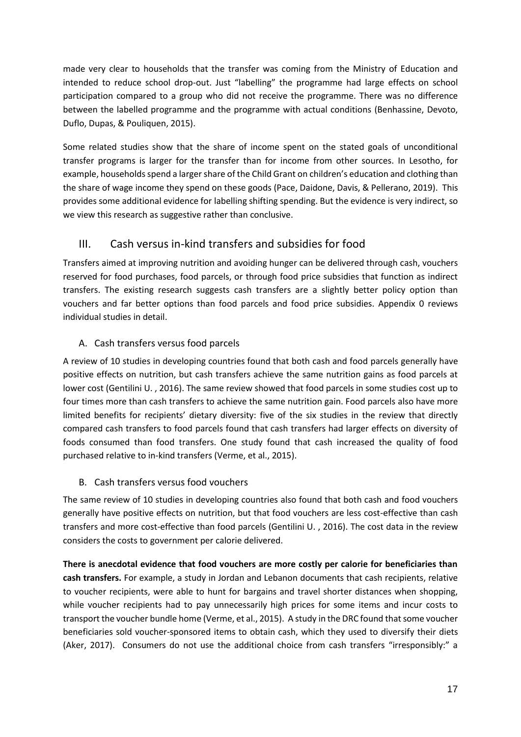made very clear to households that the transfer was coming from the Ministry of Education and intended to reduce school drop-out. Just "labelling" the programme had large effects on school participation compared to a group who did not receive the programme. There was no difference between the labelled programme and the programme with actual conditions (Benhassine, Devoto, Duflo, Dupas, & Pouliquen, 2015).

Some related studies show that the share of income spent on the stated goals of unconditional transfer programs is larger for the transfer than for income from other sources. In Lesotho, for example, households spend a larger share of the Child Grant on children's education and clothing than the share of wage income they spend on these goods (Pace, Daidone, Davis, & Pellerano, 2019). This provides some additional evidence for labelling shifting spending. But the evidence is very indirect, so we view this research as suggestive rather than conclusive.

## III. Cash versus in-kind transfers and subsidies for food

Transfers aimed at improving nutrition and avoiding hunger can be delivered through cash, vouchers reserved for food purchases, food parcels, or through food price subsidies that function as indirect transfers. The existing research suggests cash transfers are a slightly better policy option than vouchers and far better options than food parcels and food price subsidies. Appendix 0 reviews individual studies in detail.

### A. Cash transfers versus food parcels

A review of 10 studies in developing countries found that both cash and food parcels generally have positive effects on nutrition, but cash transfers achieve the same nutrition gains as food parcels at lower cost (Gentilini U. , 2016). The same review showed that food parcels in some studies cost up to four times more than cash transfers to achieve the same nutrition gain. Food parcels also have more limited benefits for recipients' dietary diversity: five of the six studies in the review that directly compared cash transfers to food parcels found that cash transfers had larger effects on diversity of foods consumed than food transfers. One study found that cash increased the quality of food purchased relative to in-kind transfers (Verme, et al., 2015).

### B. Cash transfers versus food vouchers

The same review of 10 studies in developing countries also found that both cash and food vouchers generally have positive effects on nutrition, but that food vouchers are less cost-effective than cash transfers and more cost-effective than food parcels (Gentilini U. , 2016). The cost data in the review considers the costs to government per calorie delivered.

**There is anecdotal evidence that food vouchers are more costly per calorie for beneficiaries than cash transfers.** For example, a study in Jordan and Lebanon documents that cash recipients, relative to voucher recipients, were able to hunt for bargains and travel shorter distances when shopping, while voucher recipients had to pay unnecessarily high prices for some items and incur costs to transport the voucher bundle home (Verme, et al., 2015). A study in the DRC found that some voucher beneficiaries sold voucher-sponsored items to obtain cash, which they used to diversify their diets (Aker, 2017). Consumers do not use the additional choice from cash transfers "irresponsibly:" a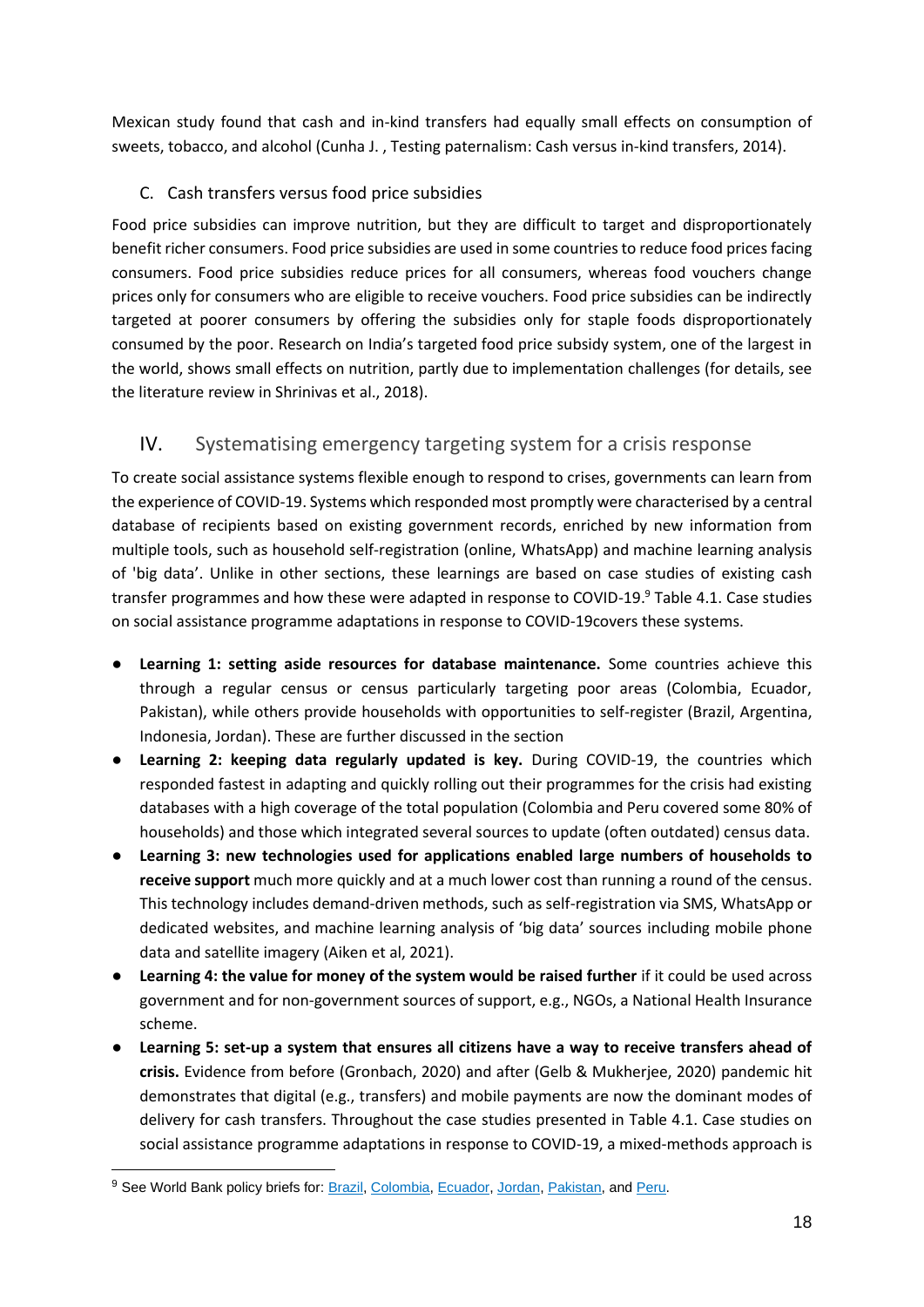Mexican study found that cash and in-kind transfers had equally small effects on consumption of sweets, tobacco, and alcohol (Cunha J. , Testing paternalism: Cash versus in-kind transfers, 2014).

### C. Cash transfers versus food price subsidies

Food price subsidies can improve nutrition, but they are difficult to target and disproportionately benefit richer consumers. Food price subsidies are used in some countries to reduce food prices facing consumers. Food price subsidies reduce prices for all consumers, whereas food vouchers change prices only for consumers who are eligible to receive vouchers. Food price subsidies can be indirectly targeted at poorer consumers by offering the subsidies only for staple foods disproportionately consumed by the poor. Research on India's targeted food price subsidy system, one of the largest in the world, shows small effects on nutrition, partly due to implementation challenges (for details, see the literature review in Shrinivas et al., 2018).

## IV. Systematising emergency targeting system for a crisis response

To create social assistance systems flexible enough to respond to crises, governments can learn from the experience of COVID-19. Systems which responded most promptly were characterised by a central database of recipients based on existing government records, enriched by new information from multiple tools, such as household self-registration (online, WhatsApp) and machine learning analysis of 'big data'. Unlike in other sections, these learnings are based on case studies of existing cash transfer programmes and how these were adapted in response to COVID-19.[9] Table 4.1. Case studies on social assistance programme adaptations in response to COVID-19covers these systems.

- **Learning 1: setting aside resources for database maintenance.** Some countries achieve this through a regular census or census particularly targeting poor areas (Colombia, Ecuador, Pakistan), while others provide households with opportunities to self-register (Brazil, Argentina, Indonesia, Jordan). These are further discussed in the section
- **Learning 2: keeping data regularly updated is key.** During COVID-19, the countries which responded fastest in adapting and quickly rolling out their programmes for the crisis had existing databases with a high coverage of the total population (Colombia and Peru covered some 80% of households) and those which integrated several sources to update (often outdated) census data.
- **Learning 3: new technologies used for applications enabled large numbers of households to receive support** much more quickly and at a much lower cost than running a round of the census. This technology includes demand-driven methods, such as self-registration via SMS, WhatsApp or dedicated websites, and machine learning analysis of 'big data' sources including mobile phone data and satellite imagery (Aiken et al, 2021).
- **Learning 4: the value for money of the system would be raised further** if it could be used across government and for non-government sources of support, e.g., NGOs, a National Health Insurance scheme.
- **Learning 5: set-up a system that ensures all citizens have a way to receive transfers ahead of crisis.** Evidence from before (Gronbach, 2020) and after (Gelb & Mukherjee, 2020) pandemic hit demonstrates that digital (e.g., transfers) and mobile payments are now the dominant modes of delivery for cash transfers. Throughout the case studies presented in Table 4.1. Case studies on social assistance programme adaptations in response to COVID-19, a mixed-methods approach is

[9] See World Bank policy briefs for: Brazil, Colombia, Ecuador, Jordan, Pakistan, and Peru.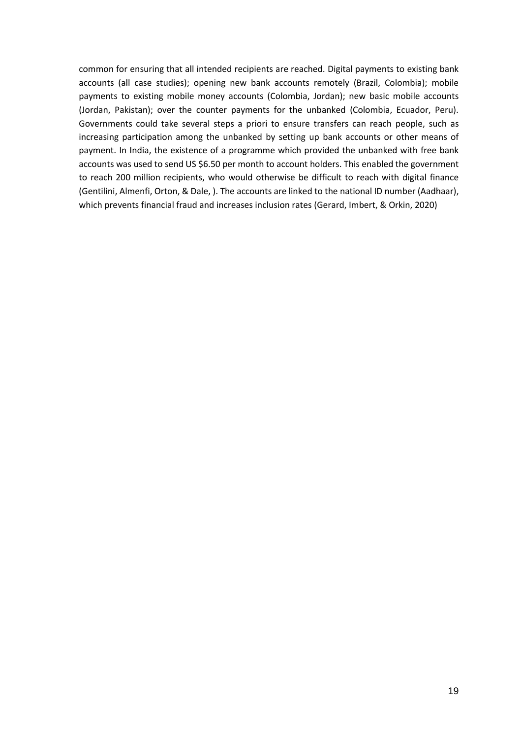common for ensuring that all intended recipients are reached. Digital payments to existing bank accounts (all case studies); opening new bank accounts remotely (Brazil, Colombia); mobile payments to existing mobile money accounts (Colombia, Jordan); new basic mobile accounts (Jordan, Pakistan); over the counter payments for the unbanked (Colombia, Ecuador, Peru). Governments could take several steps a priori to ensure transfers can reach people, such as increasing participation among the unbanked by setting up bank accounts or other means of payment. In India, the existence of a programme which provided the unbanked with free bank accounts was used to send US $6.50 per month to account holders. This enabled the government to reach 200 million recipients, who would otherwise be difficult to reach with digital finance (Gentilini, Almenfi, Orton, & Dale, ). The accounts are linked to the national ID number (Aadhaar), which prevents financial fraud and increases inclusion rates (Gerard, Imbert, & Orkin, 2020)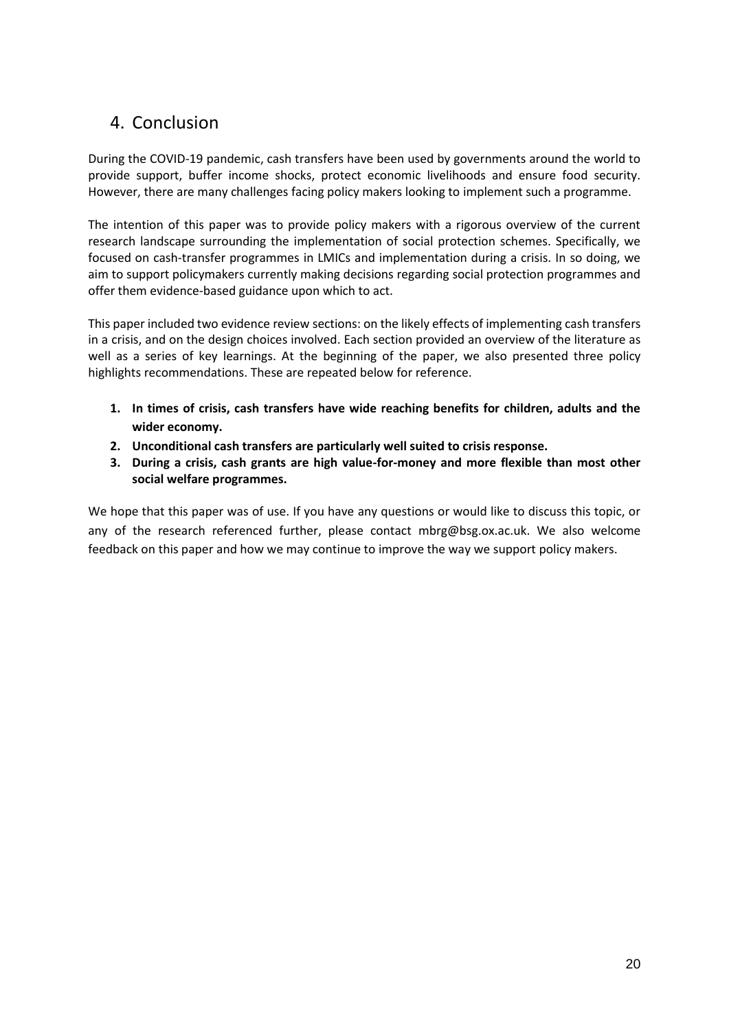## 4. Conclusion

During the COVID-19 pandemic, cash transfers have been used by governments around the world to provide support, buffer income shocks, protect economic livelihoods and ensure food security. However, there are many challenges facing policy makers looking to implement such a programme.

The intention of this paper was to provide policy makers with a rigorous overview of the current research landscape surrounding the implementation of social protection schemes. Specifically, we focused on cash-transfer programmes in LMICs and implementation during a crisis. In so doing, we aim to support policymakers currently making decisions regarding social protection programmes and offer them evidence-based guidance upon which to act.

This paper included two evidence review sections: on the likely effects of implementing cash transfers in a crisis, and on the design choices involved. Each section provided an overview of the literature as well as a series of key learnings. At the beginning of the paper, we also presented three policy highlights recommendations. These are repeated below for reference.

1. **In times of crisis, cash transfers have wide reaching benefits for children, adults and the wider economy.**
2. **Unconditional cash transfers are particularly well suited to crisis response.**
3. **During a crisis, cash grants are high value-for-money and more flexible than most other social welfare programmes.**

We hope that this paper was of use. If you have any questions or would like to discuss this topic, or any of the research referenced further, please contact mbrg@bsg.ox.ac.uk. We also welcome feedback on this paper and how we may continue to improve the way we support policy makers.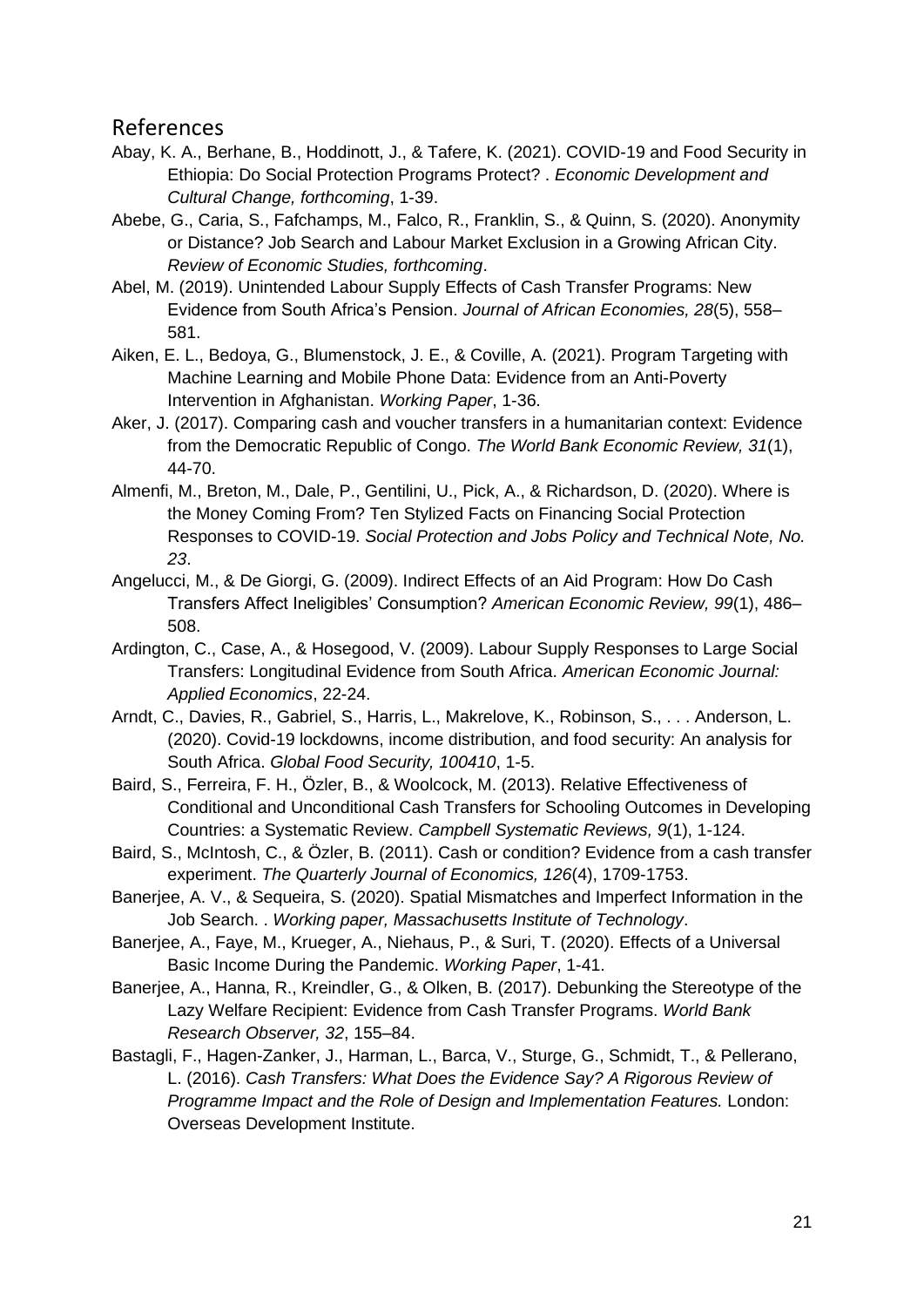# References

Abay, K. A., Berhane, B., Hoddinott, J., & Tafere, K. (2021). COVID-19 and Food Security in Ethiopia: Do Social Protection Programs Protect? . *Economic Development and Cultural Change, forthcoming*, 1-39.

Abebe, G., Caria, S., Fafchamps, M., Falco, R., Franklin, S., & Quinn, S. (2020). Anonymity or Distance? Job Search and Labour Market Exclusion in a Growing African City. *Review of Economic Studies, forthcoming*.

Abel, M. (2019). Unintended Labour Supply Effects of Cash Transfer Programs: New Evidence from South Africa's Pension. *Journal of African Economies, 28*(5), 558–581.

Aiken, E. L., Bedoya, G., Blumenstock, J. E., & Coville, A. (2021). Program Targeting with Machine Learning and Mobile Phone Data: Evidence from an Anti-Poverty Intervention in Afghanistan. *Working Paper*, 1-36.

Aker, J. (2017). Comparing cash and voucher transfers in a humanitarian context: Evidence from the Democratic Republic of Congo. *The World Bank Economic Review, 31*(1), 44-70.

Almenfi, M., Breton, M., Dale, P., Gentilini, U., Pick, A., & Richardson, D. (2020). Where is the Money Coming From? Ten Stylized Facts on Financing Social Protection Responses to COVID-19. *Social Protection and Jobs Policy and Technical Note, No. 23*.

Angelucci, M., & De Giorgi, G. (2009). Indirect Effects of an Aid Program: How Do Cash Transfers Affect Ineligibles' Consumption? *American Economic Review, 99*(1), 486–508.

Ardington, C., Case, A., & Hosegood, V. (2009). Labour Supply Responses to Large Social Transfers: Longitudinal Evidence from South Africa. *American Economic Journal: Applied Economics*, 22-24.

Arndt, C., Davies, R., Gabriel, S., Harris, L., Makrelove, K., Robinson, S., . . . Anderson, L. (2020). Covid-19 lockdowns, income distribution, and food security: An analysis for South Africa. *Global Food Security, 100410*, 1-5.

Baird, S., Ferreira, F. H., Özler, B., & Woolcock, M. (2013). Relative Effectiveness of Conditional and Unconditional Cash Transfers for Schooling Outcomes in Developing Countries: a Systematic Review. *Campbell Systematic Reviews, 9*(1), 1-124.

Baird, S., McIntosh, C., & Özler, B. (2011). Cash or condition? Evidence from a cash transfer experiment. *The Quarterly Journal of Economics, 126*(4), 1709-1753.

Banerjee, A. V., & Sequeira, S. (2020). Spatial Mismatches and Imperfect Information in the Job Search. . *Working paper, Massachusetts Institute of Technology*.

Banerjee, A., Faye, M., Krueger, A., Niehaus, P., & Suri, T. (2020). Effects of a Universal Basic Income During the Pandemic. *Working Paper*, 1-41.

Banerjee, A., Hanna, R., Kreindler, G., & Olken, B. (2017). Debunking the Stereotype of the Lazy Welfare Recipient: Evidence from Cash Transfer Programs. *World Bank Research Observer, 32*, 155–84.

Bastagli, F., Hagen-Zanker, J., Harman, L., Barca, V., Sturge, G., Schmidt, T., & Pellerano, L. (2016). *Cash Transfers: What Does the Evidence Say? A Rigorous Review of Programme Impact and the Role of Design and Implementation Features.* London: Overseas Development Institute.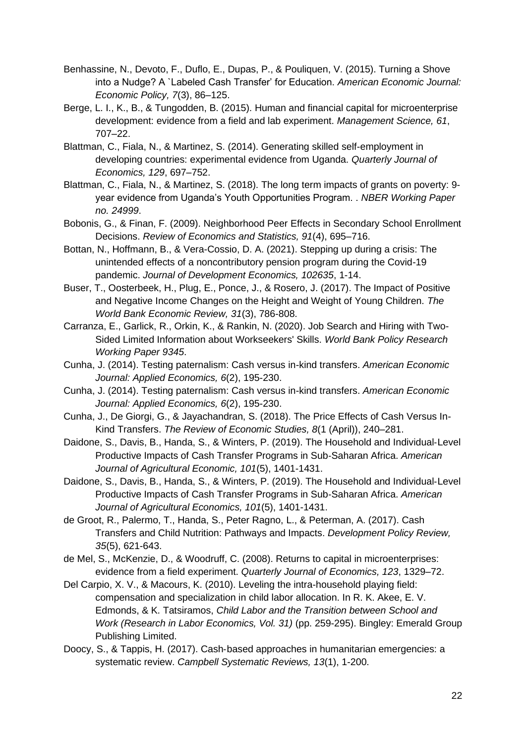Benhassine, N., Devoto, F., Duflo, E., Dupas, P., & Pouliquen, V. (2015). Turning a Shove into a Nudge? A `Labeled Cash Transfer' for Education. *American Economic Journal: Economic Policy, 7*(3), 86–125.

Berge, L. I., K., B., & Tungodden, B. (2015). Human and financial capital for microenterprise development: evidence from a field and lab experiment. *Management Science, 61*, 707–22.

Blattman, C., Fiala, N., & Martinez, S. (2014). Generating skilled self-employment in developing countries: experimental evidence from Uganda. *Quarterly Journal of Economics, 129*, 697–752.

Blattman, C., Fiala, N., & Martinez, S. (2018). The long term impacts of grants on poverty: 9-year evidence from Uganda's Youth Opportunities Program. . *NBER Working Paper no. 24999*.

Bobonis, G., & Finan, F. (2009). Neighborhood Peer Effects in Secondary School Enrollment Decisions. *Review of Economics and Statistics, 91*(4), 695–716.

Bottan, N., Hoffmann, B., & Vera-Cossio, D. A. (2021). Stepping up during a crisis: The unintended effects of a noncontributory pension program during the Covid-19 pandemic. *Journal of Development Economics, 102635*, 1-14.

Buser, T., Oosterbeek, H., Plug, E., Ponce, J., & Rosero, J. (2017). The Impact of Positive and Negative Income Changes on the Height and Weight of Young Children. *The World Bank Economic Review, 31*(3), 786-808.

Carranza, E., Garlick, R., Orkin, K., & Rankin, N. (2020). Job Search and Hiring with Two-Sided Limited Information about Workseekers' Skills. *World Bank Policy Research Working Paper 9345*.

Cunha, J. (2014). Testing paternalism: Cash versus in-kind transfers. *American Economic Journal: Applied Economics, 6*(2), 195-230.

Cunha, J. (2014). Testing paternalism: Cash versus in-kind transfers. *American Economic Journal: Applied Economics, 6*(2), 195-230.

Cunha, J., De Giorgi, G., & Jayachandran, S. (2018). The Price Effects of Cash Versus In-Kind Transfers. *The Review of Economic Studies, 8*(1 (April)), 240–281.

Daidone, S., Davis, B., Handa, S., & Winters, P. (2019). The Household and Individual-Level Productive Impacts of Cash Transfer Programs in Sub-Saharan Africa. *American Journal of Agricultural Economic, 101*(5), 1401-1431.

Daidone, S., Davis, B., Handa, S., & Winters, P. (2019). The Household and Individual-Level Productive Impacts of Cash Transfer Programs in Sub-Saharan Africa. *American Journal of Agricultural Economics, 101*(5), 1401-1431.

de Groot, R., Palermo, T., Handa, S., Peter Ragno, L., & Peterman, A. (2017). Cash Transfers and Child Nutrition: Pathways and Impacts. *Development Policy Review, 35*(5), 621-643.

de Mel, S., McKenzie, D., & Woodruff, C. (2008). Returns to capital in microenterprises: evidence from a field experiment. *Quarterly Journal of Economics, 123*, 1329–72.

Del Carpio, X. V., & Macours, K. (2010). Leveling the intra-household playing field: compensation and specialization in child labor allocation. In R. K. Akee, E. V. Edmonds, & K. Tatsiramos, *Child Labor and the Transition between School and Work (Research in Labor Economics, Vol. 31)* (pp. 259-295). Bingley: Emerald Group Publishing Limited.

Doocy, S., & Tappis, H. (2017). Cash-based approaches in humanitarian emergencies: a systematic review. *Campbell Systematic Reviews, 13*(1), 1-200.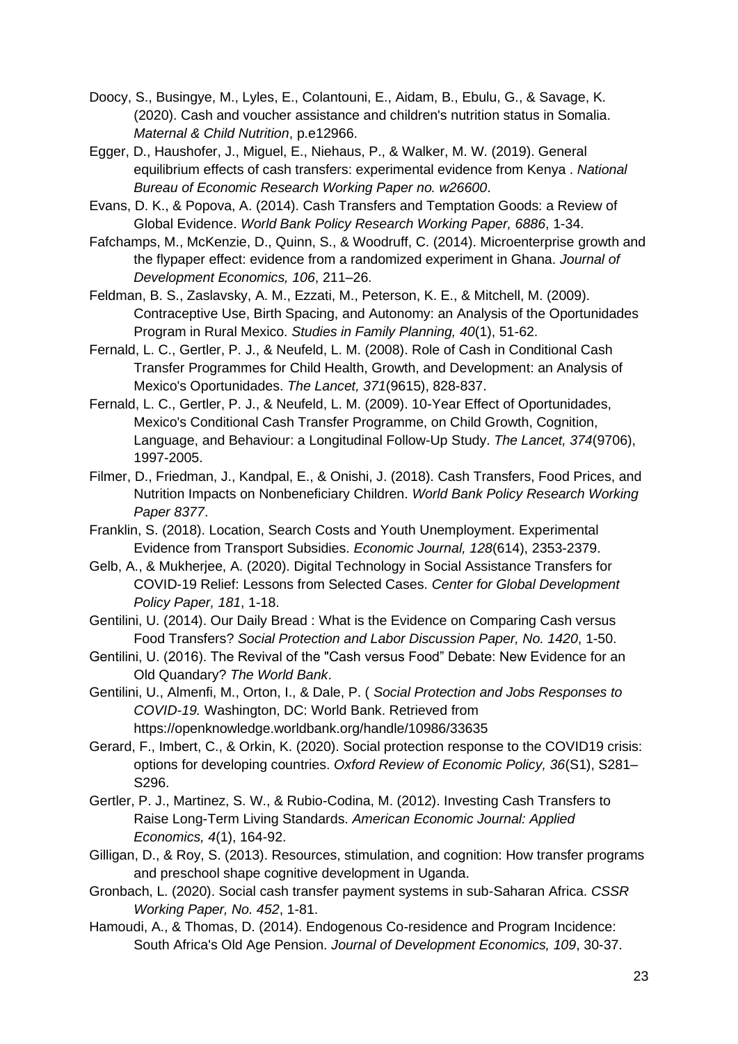Doocy, S., Busingye, M., Lyles, E., Colantouni, E., Aidam, B., Ebulu, G., & Savage, K. (2020). Cash and voucher assistance and children's nutrition status in Somalia. *Maternal & Child Nutrition*, p.e12966.

Egger, D., Haushofer, J., Miguel, E., Niehaus, P., & Walker, M. W. (2019). General equilibrium effects of cash transfers: experimental evidence from Kenya . *National Bureau of Economic Research Working Paper no. w26600*.

Evans, D. K., & Popova, A. (2014). Cash Transfers and Temptation Goods: a Review of Global Evidence. *World Bank Policy Research Working Paper, 6886*, 1-34.

Fafchamps, M., McKenzie, D., Quinn, S., & Woodruff, C. (2014). Microenterprise growth and the flypaper effect: evidence from a randomized experiment in Ghana. *Journal of Development Economics, 106*, 211–26.

Feldman, B. S., Zaslavsky, A. M., Ezzati, M., Peterson, K. E., & Mitchell, M. (2009). Contraceptive Use, Birth Spacing, and Autonomy: an Analysis of the Oportunidades Program in Rural Mexico. *Studies in Family Planning, 40*(1), 51-62.

Fernald, L. C., Gertler, P. J., & Neufeld, L. M. (2008). Role of Cash in Conditional Cash Transfer Programmes for Child Health, Growth, and Development: an Analysis of Mexico's Oportunidades. *The Lancet, 371*(9615), 828-837.

Fernald, L. C., Gertler, P. J., & Neufeld, L. M. (2009). 10-Year Effect of Oportunidades, Mexico's Conditional Cash Transfer Programme, on Child Growth, Cognition, Language, and Behaviour: a Longitudinal Follow-Up Study. *The Lancet, 374*(9706), 1997-2005.

Filmer, D., Friedman, J., Kandpal, E., & Onishi, J. (2018). Cash Transfers, Food Prices, and Nutrition Impacts on Nonbeneficiary Children. *World Bank Policy Research Working Paper 8377*.

Franklin, S. (2018). Location, Search Costs and Youth Unemployment. Experimental Evidence from Transport Subsidies. *Economic Journal, 128*(614), 2353-2379.

Gelb, A., & Mukherjee, A. (2020). Digital Technology in Social Assistance Transfers for COVID-19 Relief: Lessons from Selected Cases. *Center for Global Development Policy Paper, 181*, 1-18.

Gentilini, U. (2014). Our Daily Bread : What is the Evidence on Comparing Cash versus Food Transfers? *Social Protection and Labor Discussion Paper, No. 1420*, 1-50.

Gentilini, U. (2016). The Revival of the "Cash versus Food" Debate: New Evidence for an Old Quandary? *The World Bank*.

Gentilini, U., Almenfi, M., Orton, I., & Dale, P. ( *Social Protection and Jobs Responses to COVID-19.* Washington, DC: World Bank. Retrieved from https://openknowledge.worldbank.org/handle/10986/33635

Gerard, F., Imbert, C., & Orkin, K. (2020). Social protection response to the COVID19 crisis: options for developing countries. *Oxford Review of Economic Policy, 36*(S1), S281–S296.

Gertler, P. J., Martinez, S. W., & Rubio-Codina, M. (2012). Investing Cash Transfers to Raise Long-Term Living Standards. *American Economic Journal: Applied Economics, 4*(1), 164-92.

Gilligan, D., & Roy, S. (2013). Resources, stimulation, and cognition: How transfer programs and preschool shape cognitive development in Uganda.

Gronbach, L. (2020). Social cash transfer payment systems in sub-Saharan Africa. *CSSR Working Paper, No. 452*, 1-81.

Hamoudi, A., & Thomas, D. (2014). Endogenous Co-residence and Program Incidence: South Africa's Old Age Pension. *Journal of Development Economics, 109*, 30-37.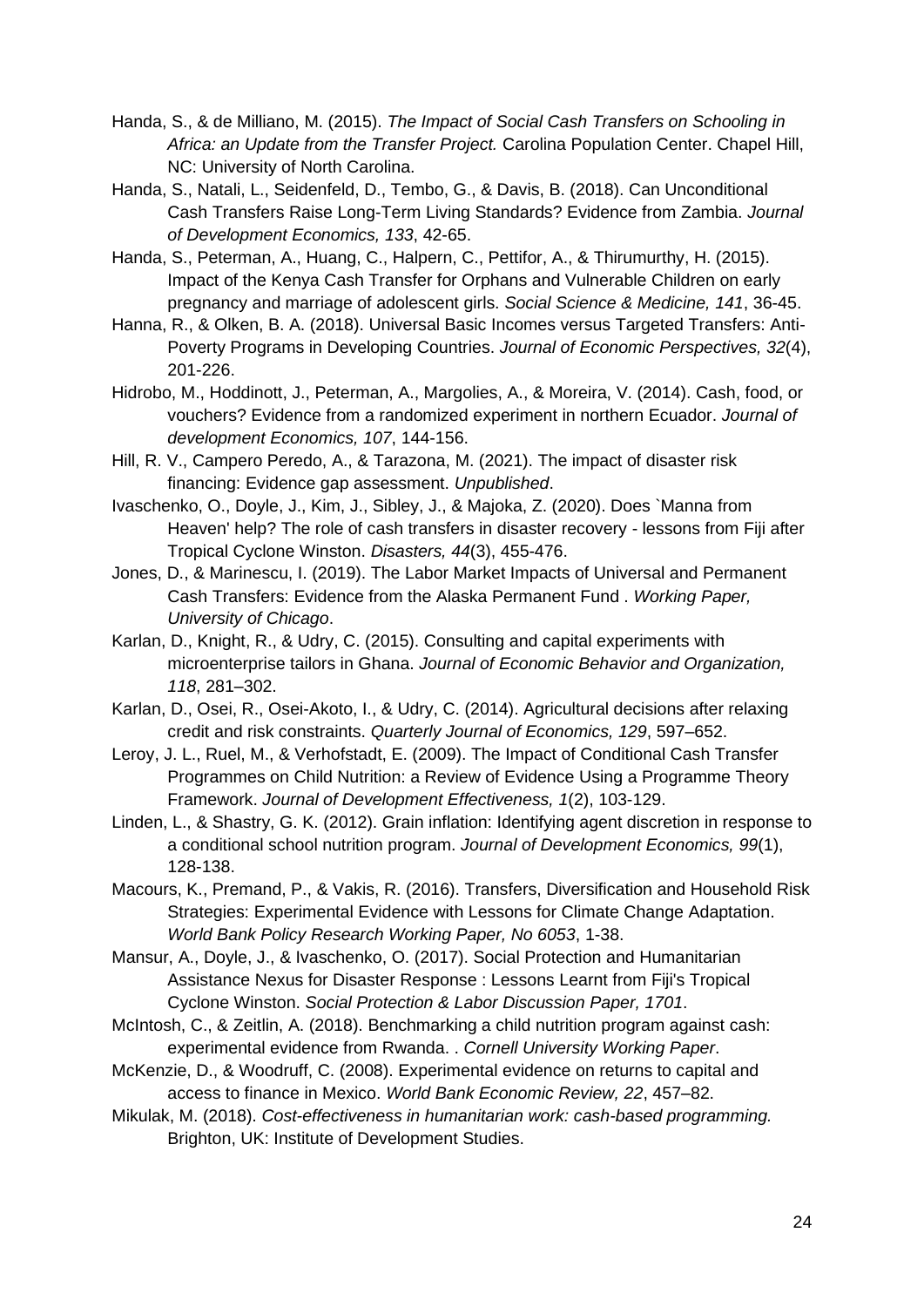Handa, S., & de Milliano, M. (2015). *The Impact of Social Cash Transfers on Schooling in Africa: an Update from the Transfer Project.* Carolina Population Center. Chapel Hill, NC: University of North Carolina.

Handa, S., Natali, L., Seidenfeld, D., Tembo, G., & Davis, B. (2018). Can Unconditional Cash Transfers Raise Long-Term Living Standards? Evidence from Zambia. *Journal of Development Economics, 133*, 42-65.

Handa, S., Peterman, A., Huang, C., Halpern, C., Pettifor, A., & Thirumurthy, H. (2015). Impact of the Kenya Cash Transfer for Orphans and Vulnerable Children on early pregnancy and marriage of adolescent girls. *Social Science & Medicine, 141*, 36-45.

Hanna, R., & Olken, B. A. (2018). Universal Basic Incomes versus Targeted Transfers: Anti-Poverty Programs in Developing Countries. *Journal of Economic Perspectives, 32*(4), 201-226.

Hidrobo, M., Hoddinott, J., Peterman, A., Margolies, A., & Moreira, V. (2014). Cash, food, or vouchers? Evidence from a randomized experiment in northern Ecuador. *Journal of development Economics, 107*, 144-156.

Hill, R. V., Campero Peredo, A., & Tarazona, M. (2021). The impact of disaster risk financing: Evidence gap assessment. *Unpublished*.

Ivaschenko, O., Doyle, J., Kim, J., Sibley, J., & Majoka, Z. (2020). Does `Manna from Heaven' help? The role of cash transfers in disaster recovery - lessons from Fiji after Tropical Cyclone Winston. *Disasters, 44*(3), 455-476.

Jones, D., & Marinescu, I. (2019). The Labor Market Impacts of Universal and Permanent Cash Transfers: Evidence from the Alaska Permanent Fund . *Working Paper, University of Chicago*.

Karlan, D., Knight, R., & Udry, C. (2015). Consulting and capital experiments with microenterprise tailors in Ghana. *Journal of Economic Behavior and Organization, 118*, 281–302.

Karlan, D., Osei, R., Osei-Akoto, I., & Udry, C. (2014). Agricultural decisions after relaxing credit and risk constraints. *Quarterly Journal of Economics, 129*, 597–652.

Leroy, J. L., Ruel, M., & Verhofstadt, E. (2009). The Impact of Conditional Cash Transfer Programmes on Child Nutrition: a Review of Evidence Using a Programme Theory Framework. *Journal of Development Effectiveness, 1*(2), 103-129.

Linden, L., & Shastry, G. K. (2012). Grain inflation: Identifying agent discretion in response to a conditional school nutrition program. *Journal of Development Economics, 99*(1), 128-138.

Macours, K., Premand, P., & Vakis, R. (2016). Transfers, Diversification and Household Risk Strategies: Experimental Evidence with Lessons for Climate Change Adaptation. *World Bank Policy Research Working Paper, No 6053*, 1-38.

Mansur, A., Doyle, J., & Ivaschenko, O. (2017). Social Protection and Humanitarian Assistance Nexus for Disaster Response : Lessons Learnt from Fiji's Tropical Cyclone Winston. *Social Protection & Labor Discussion Paper, 1701*.

McIntosh, C., & Zeitlin, A. (2018). Benchmarking a child nutrition program against cash: experimental evidence from Rwanda. . *Cornell University Working Paper*.

McKenzie, D., & Woodruff, C. (2008). Experimental evidence on returns to capital and access to finance in Mexico. *World Bank Economic Review, 22*, 457–82.

Mikulak, M. (2018). *Cost-effectiveness in humanitarian work: cash-based programming.* Brighton, UK: Institute of Development Studies.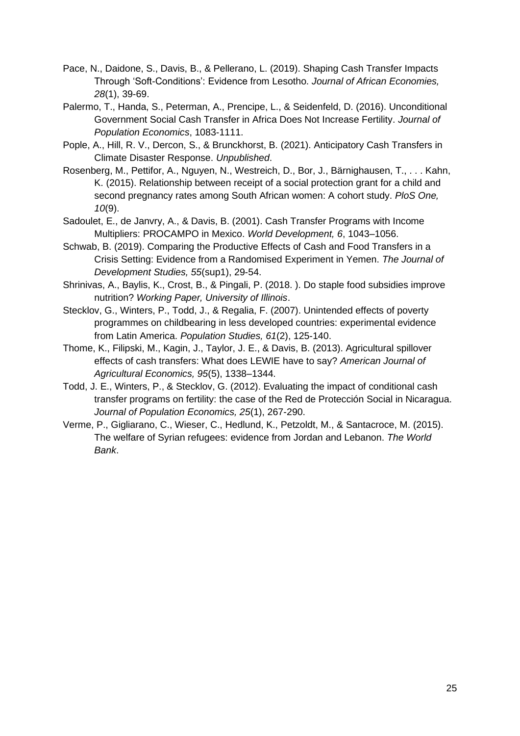Pace, N., Daidone, S., Davis, B., & Pellerano, L. (2019). Shaping Cash Transfer Impacts Through 'Soft-Conditions': Evidence from Lesotho. *Journal of African Economies, 28*(1), 39-69.

Palermo, T., Handa, S., Peterman, A., Prencipe, L., & Seidenfeld, D. (2016). Unconditional Government Social Cash Transfer in Africa Does Not Increase Fertility. *Journal of Population Economics*, 1083-1111.

Pople, A., Hill, R. V., Dercon, S., & Brunckhorst, B. (2021). Anticipatory Cash Transfers in Climate Disaster Response. *Unpublished*.

Rosenberg, M., Pettifor, A., Nguyen, N., Westreich, D., Bor, J., Bärnighausen, T., . . . Kahn, K. (2015). Relationship between receipt of a social protection grant for a child and second pregnancy rates among South African women: A cohort study. *PloS One, 10*(9).

Sadoulet, E., de Janvry, A., & Davis, B. (2001). Cash Transfer Programs with Income Multipliers: PROCAMPO in Mexico. *World Development, 6*, 1043–1056.

Schwab, B. (2019). Comparing the Productive Effects of Cash and Food Transfers in a Crisis Setting: Evidence from a Randomised Experiment in Yemen. *The Journal of Development Studies, 55*(sup1), 29-54.

Shrinivas, A., Baylis, K., Crost, B., & Pingali, P. (2018. ). Do staple food subsidies improve nutrition? *Working Paper, University of Illinois*.

Stecklov, G., Winters, P., Todd, J., & Regalia, F. (2007). Unintended effects of poverty programmes on childbearing in less developed countries: experimental evidence from Latin America. *Population Studies, 61*(2), 125-140.

Thome, K., Filipski, M., Kagin, J., Taylor, J. E., & Davis, B. (2013). Agricultural spillover effects of cash transfers: What does LEWIE have to say? *American Journal of Agricultural Economics, 95*(5), 1338–1344.

Todd, J. E., Winters, P., & Stecklov, G. (2012). Evaluating the impact of conditional cash transfer programs on fertility: the case of the Red de Protección Social in Nicaragua. *Journal of Population Economics, 25*(1), 267-290.

Verme, P., Gigliarano, C., Wieser, C., Hedlund, K., Petzoldt, M., & Santacroce, M. (2015). The welfare of Syrian refugees: evidence from Jordan and Lebanon. *The World Bank*.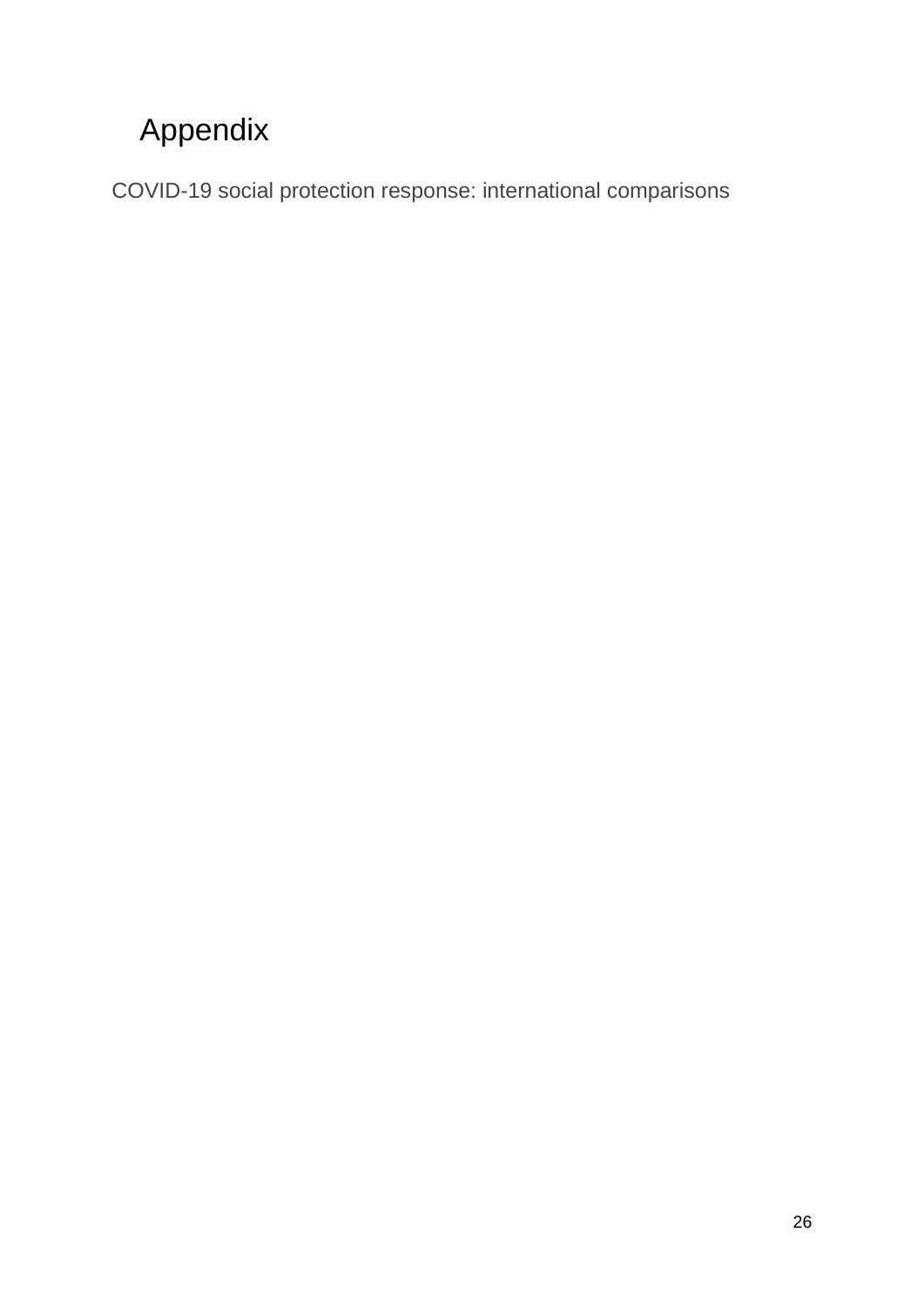# Appendix

COVID-19 social protection response: international comparisons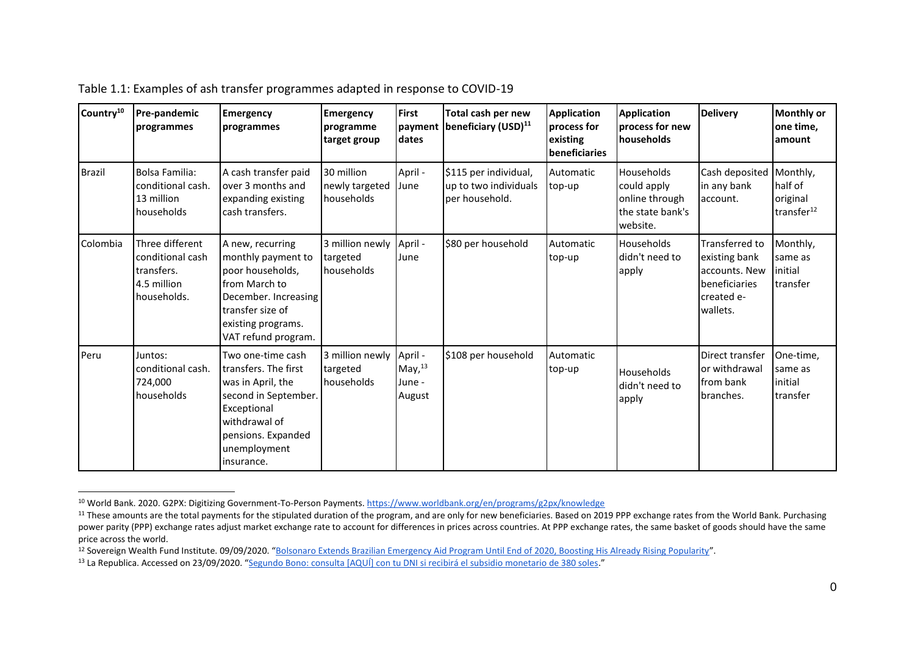Table 1.1: Examples of ash transfer programmes adapted in response to COVID-19

| Country[10] | Pre-pandemic programmes | Emergency programmes | Emergency programme target group | First payment dates | Total cash per new beneficiary (USD)[11] | Application process for existing beneficiaries | Application process for new households | Delivery | Monthly or one time, amount |
|---|---|---|---|---|---|---|---|---|---|
| Brazil | Bolsa Familia: conditional cash. 13 million households | A cash transfer paid over 3 months and expanding existing cash transfers. | 30 million newly targeted households | April - June | $115 per individual, up to two individuals per household. | Automatic top-up | Households could apply online through the state bank's website. | Cash deposited in any bank account. | Monthly, half of original transfer[12] |
| Colombia | Three different conditional cash transfers. 4.5 million households. | A new, recurring monthly payment to poor households, from March to December. Increasing transfer size of existing programs. VAT refund program. | 3 million newly targeted households | April - June | $80 per household | Automatic top-up | Households didn't need to apply | Transferred to existing bank accounts. New beneficiaries created e-wallets. | Monthly, same as initial transfer |
| Peru | Juntos: conditional cash. 724,000 households | Two one-time cash transfers. The first was in April, the second in September. Exceptional withdrawal of pensions. Expanded unemployment insurance. | 3 million newly targeted households | April - May,[13] June - August | $108 per household | Automatic top-up | Households didn't need to apply | Direct transfer or withdrawal from bank branches. | One-time, same as initial transfer |

[10] World Bank. 2020. G2PX: Digitizing Government-To-Person Payments. https://www.worldbank.org/en/programs/g2px/knowledge

[11] These amounts are the total payments for the stipulated duration of the program, and are only for new beneficiaries. Based on 2019 PPP exchange rates from the World Bank. Purchasing power parity (PPP) exchange rates adjust market exchange rate to account for differences in prices across countries. At PPP exchange rates, the same basket of goods should have the same price across the world.

[12] Sovereign Wealth Fund Institute. 09/09/2020. "Bolsonaro Extends Brazilian Emergency Aid Program Until End of 2020, Boosting His Already Rising Popularity".

[13] La Republica. Accessed on 23/09/2020. "Segundo Bono: consulta [AQUÍ] con tu DNI si recibirá el subsidio monetario de 380 soles."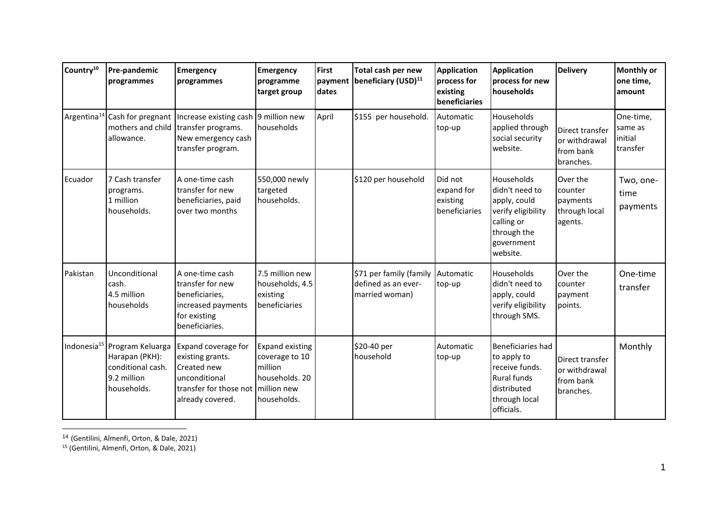| Country[10] | Pre-pandemic programmes | Emergency programmes | Emergency programme target group | First payment dates | Total cash per new beneficiary (USD)[11] | Application process for existing beneficiaries | Application process for new households | Delivery | Monthly or one time, amount |
|---|---|---|---|---|---|---|---|---|---|
| Argentina[14] | Cash for pregnant mothers and child allowance. | Increase existing cash transfer programs. New emergency cash transfer program. | 9 million new households | April | $155 per household. | Automatic top-up | Households applied through social security website. | Direct transfer or withdrawal from bank branches. | One-time, same as initial transfer |
| Ecuador | 7 Cash transfer programs. 1 million households. | A one-time cash transfer for new beneficiaries, paid over two months | 550,000 newly targeted households. | | $120 per household | Did not expand for existing beneficiaries | Households didn't need to apply, could verify eligibility calling or through the government website. | Over the counter payments through local agents. | Two, one-time payments |
| Pakistan | Unconditional cash. 4.5 million households | A one-time cash transfer for new beneficiaries, increased payments for existing beneficiaries. | 7.5 million new households, 4.5 existing beneficiaries | | $71 per family (family defined as an ever-married woman) | Automatic top-up | Households didn't need to apply, could verify eligibility through SMS. | Over the counter payment points. | One-time transfer |
| Indonesia[15] | Program Keluarga Harapan (PKH): conditional cash. 9.2 million households. | Expand coverage for existing grants. Created new unconditional transfer for those not already covered. | Expand existing coverage to 10 million households. 20 million new households. | | $20-40 per household | Automatic top-up | Beneficiaries had to apply to receive funds. Rural funds distributed through local officials. | Direct transfer or withdrawal from bank branches. | Monthly |

[14] (Gentilini, Almenfi, Orton, & Dale, 2021)

[15] (Gentilini, Almenfi, Orton, & Dale, 2021)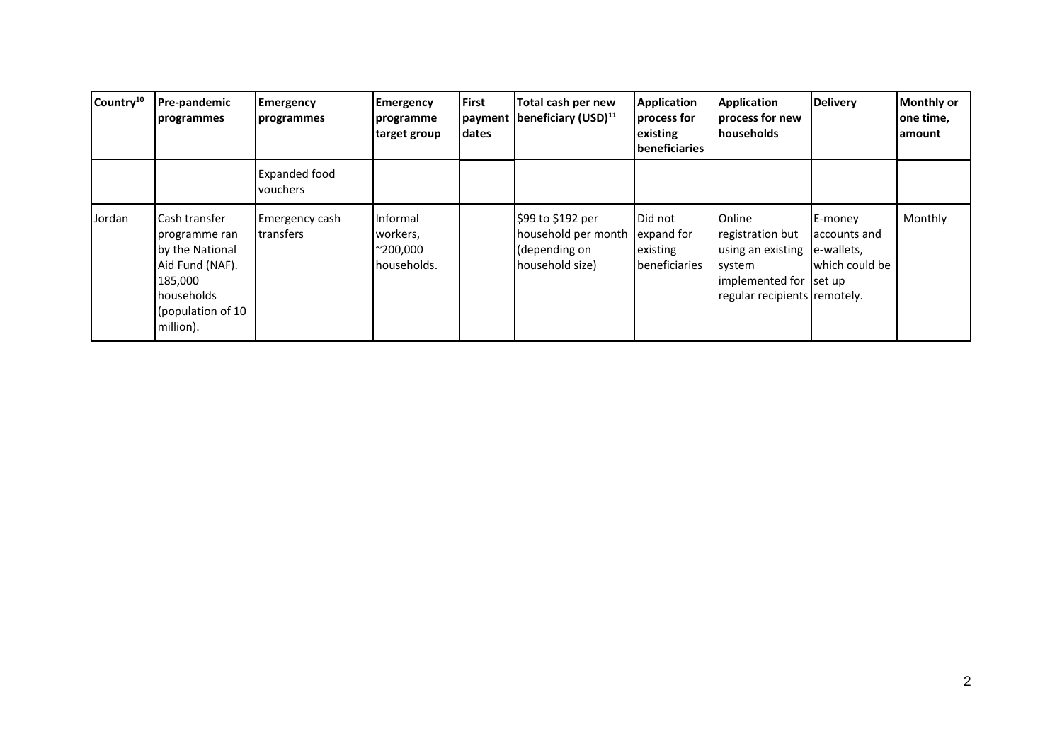| Country[10] | Pre-pandemic programmes | Emergency programmes | Emergency programme target group | First payment dates | Total cash per new beneficiary (USD)[11] | Application process for existing beneficiaries | Application process for new households | Delivery | Monthly or one time, amount |
|---|---|---|---|---|---|---|---|---|---|
| | | Expanded food vouchers | | | | | | | |
| Jordan | Cash transfer programme ran by the National Aid Fund (NAF). 185,000 households (population of 10 million). | Emergency cash transfers | Informal workers, ~200,000 households. | | $99 to $192 per household per month (depending on household size) | Did not expand for existing beneficiaries | Online registration but using an existing system implemented for regular recipients | E-money accounts and e-wallets, which could be set up remotely. | Monthly |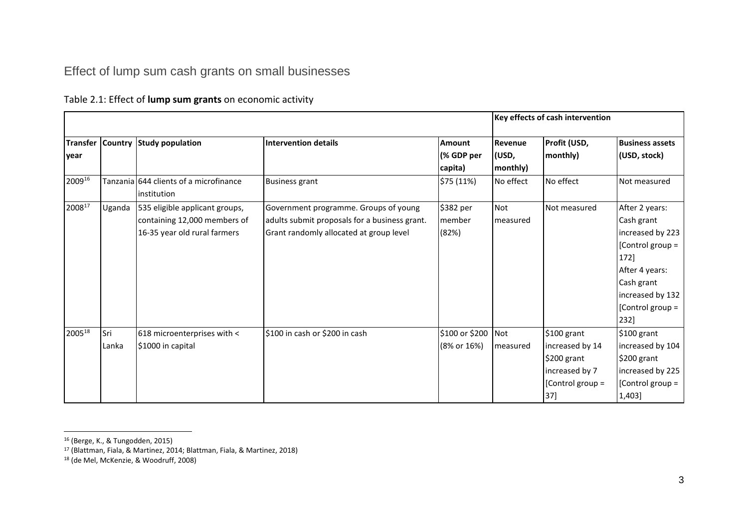## Effect of lump sum cash grants on small businesses

Table 2.1: Effect of **lump sum grants** on economic activity

| | | | | | Key effects of cash intervention | | |
|---|---|---|---|---|---|---|---|
| **Transfer year** | **Country** | **Study population** | **Intervention details** | **Amount (% GDP per capita)** | **Revenue (USD, monthly)** | **Profit (USD, monthly)** | **Business assets (USD, stock)** |
| 2009[16] | Tanzania | 644 clients of a microfinance institution | Business grant | $75 (11%) | No effect | No effect | Not measured |
| 2008[17] | Uganda | 535 eligible applicant groups, containing 12,000 members of 16-35 year old rural farmers | Government programme. Groups of young adults submit proposals for a business grant. Grant randomly allocated at group level | $382 per member (82%) | Not measured | Not measured | After 2 years: Cash grant increased by 223 [Control group = 172] After 4 years: Cash grant increased by 132 [Control group = 232] |
| 2005[18] | Sri Lanka | 618 microenterprises with < $1000 in capital | $100 in cash or $200 in cash | $100 or $200 (8% or 16%) | Not measured | $100 grant increased by 14 $200 grant increased by 7 [Control group = 37] | $100 grant increased by 104 $200 grant increased by 225 [Control group = 1,403] |

[16] (Berge, K., & Tungodden, 2015)

[17] (Blattman, Fiala, & Martinez, 2014; Blattman, Fiala, & Martinez, 2018)

[18] (de Mel, McKenzie, & Woodruff, 2008)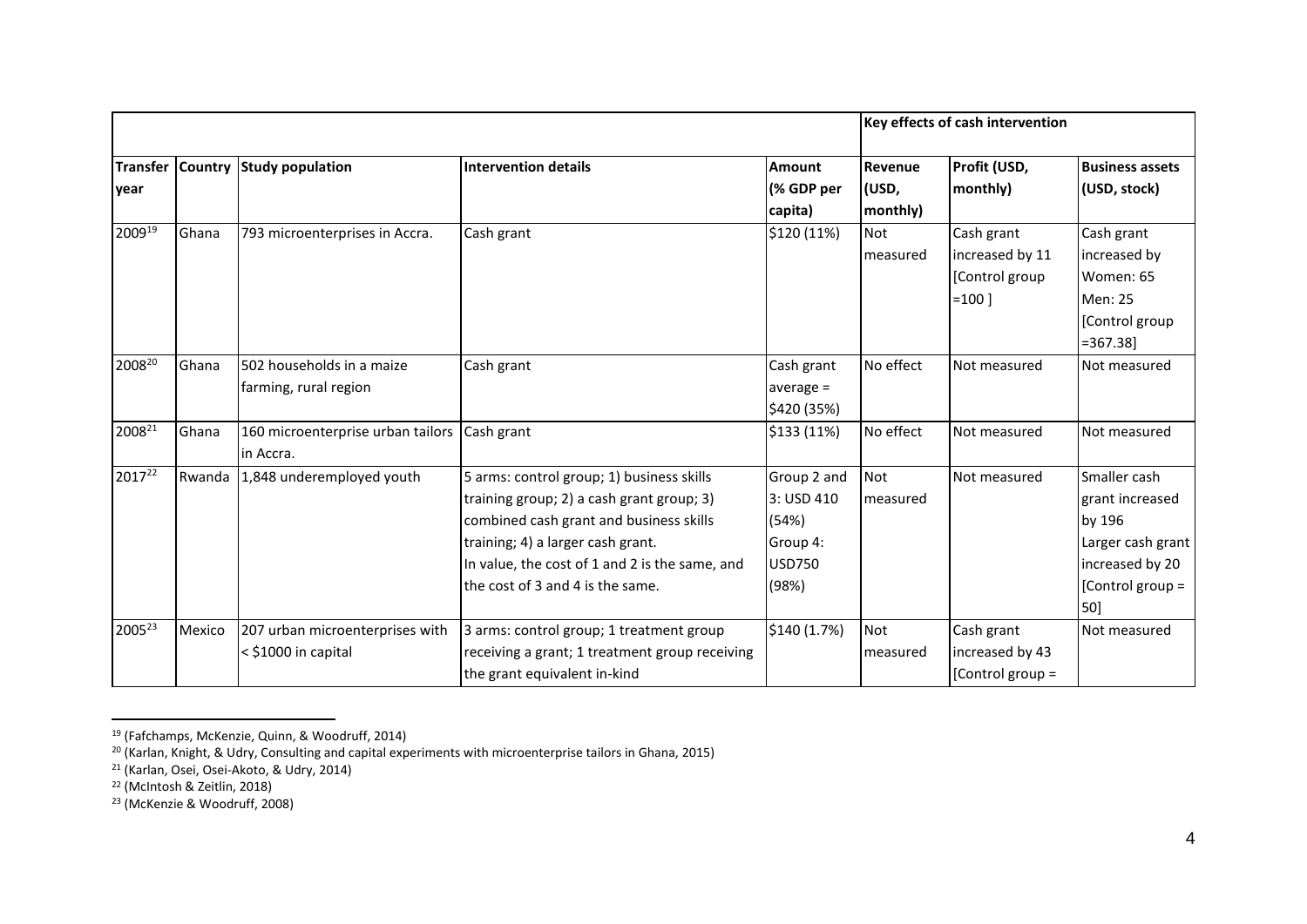| | | | | | Key effects of cash intervention | | |
|---|---|---|---|---|---|---|---|
| Transfer year | Country | Study population | Intervention details | Amount (% GDP per capita) | Revenue (USD, monthly) | Profit (USD, monthly) | Business assets (USD, stock) |
| 2009[19] | Ghana | 793 microenterprises in Accra. | Cash grant | $120 (11%) | Not measured | Cash grant increased by 11 [Control group =100 ] | Cash grant increased by Women: 65 Men: 25 [Control group =367.38] |
| 2008[20] | Ghana | 502 households in a maize farming, rural region | Cash grant | Cash grant average = $420 (35%) | No effect | Not measured | Not measured |
| 2008[21] | Ghana | 160 microenterprise urban tailors in Accra. | Cash grant | $133 (11%) | No effect | Not measured | Not measured |
| 2017[22] | Rwanda | 1,848 underemployed youth | 5 arms: control group; 1) business skills training group; 2) a cash grant group; 3) combined cash grant and business skills training; 4) a larger cash grant. In value, the cost of 1 and 2 is the same, and the cost of 3 and 4 is the same. | Group 2 and 3: USD 410 (54%) Group 4: USD750 (98%) | Not measured | Not measured | Smaller cash grant increased by 196 Larger cash grant increased by 20 [Control group = 50] |
| 2005[23] | Mexico | 207 urban microenterprises with < $1000 in capital | 3 arms: control group; 1 treatment group receiving a grant; 1 treatment group receiving the grant equivalent in-kind | $140 (1.7%) | Not measured | Cash grant increased by 43 [Control group = | Not measured |

[19] (Fafchamps, McKenzie, Quinn, & Woodruff, 2014)

[20] (Karlan, Knight, & Udry, Consulting and capital experiments with microenterprise tailors in Ghana, 2015)

[21] (Karlan, Osei, Osei-Akoto, & Udry, 2014)

[22] (McIntosh & Zeitlin, 2018)

[23] (McKenzie & Woodruff, 2008)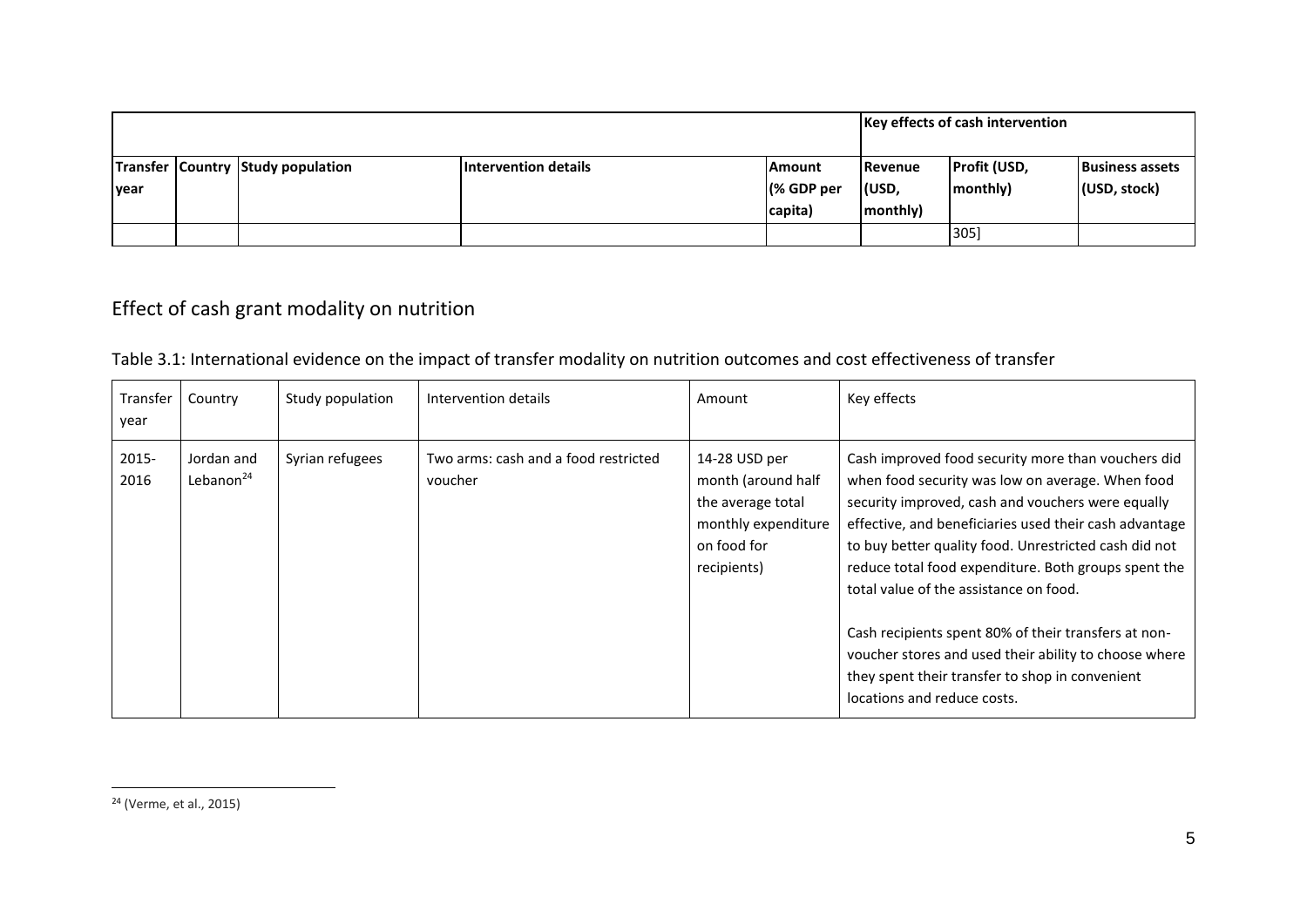| | | | | | Key effects of cash intervention | | |
|---|---|---|---|---|---|---|---|
| Transfer year | Country | Study population | Intervention details | Amount (% GDP per capita) | Revenue (USD, monthly) | Profit (USD, monthly) | Business assets (USD, stock) |
| | | | | | | 305] | |

## Effect of cash grant modality on nutrition

Table 3.1: International evidence on the impact of transfer modality on nutrition outcomes and cost effectiveness of transfer

| Transfer year | Country | Study population | Intervention details | Amount | Key effects |
|---|---|---|---|---|---|
| 2015-2016 | Jordan and Lebanon[24] | Syrian refugees | Two arms: cash and a food restricted voucher | 14-28 USD per month (around half the average total monthly expenditure on food for recipients) | Cash improved food security more than vouchers did when food security was low on average. When food security improved, cash and vouchers were equally effective, and beneficiaries used their cash advantage to buy better quality food. Unrestricted cash did not reduce total food expenditure. Both groups spent the total value of the assistance on food.<br><br>Cash recipients spent 80% of their transfers at non-voucher stores and used their ability to choose where they spent their transfer to shop in convenient locations and reduce costs. |

[24] (Verme, et al., 2015)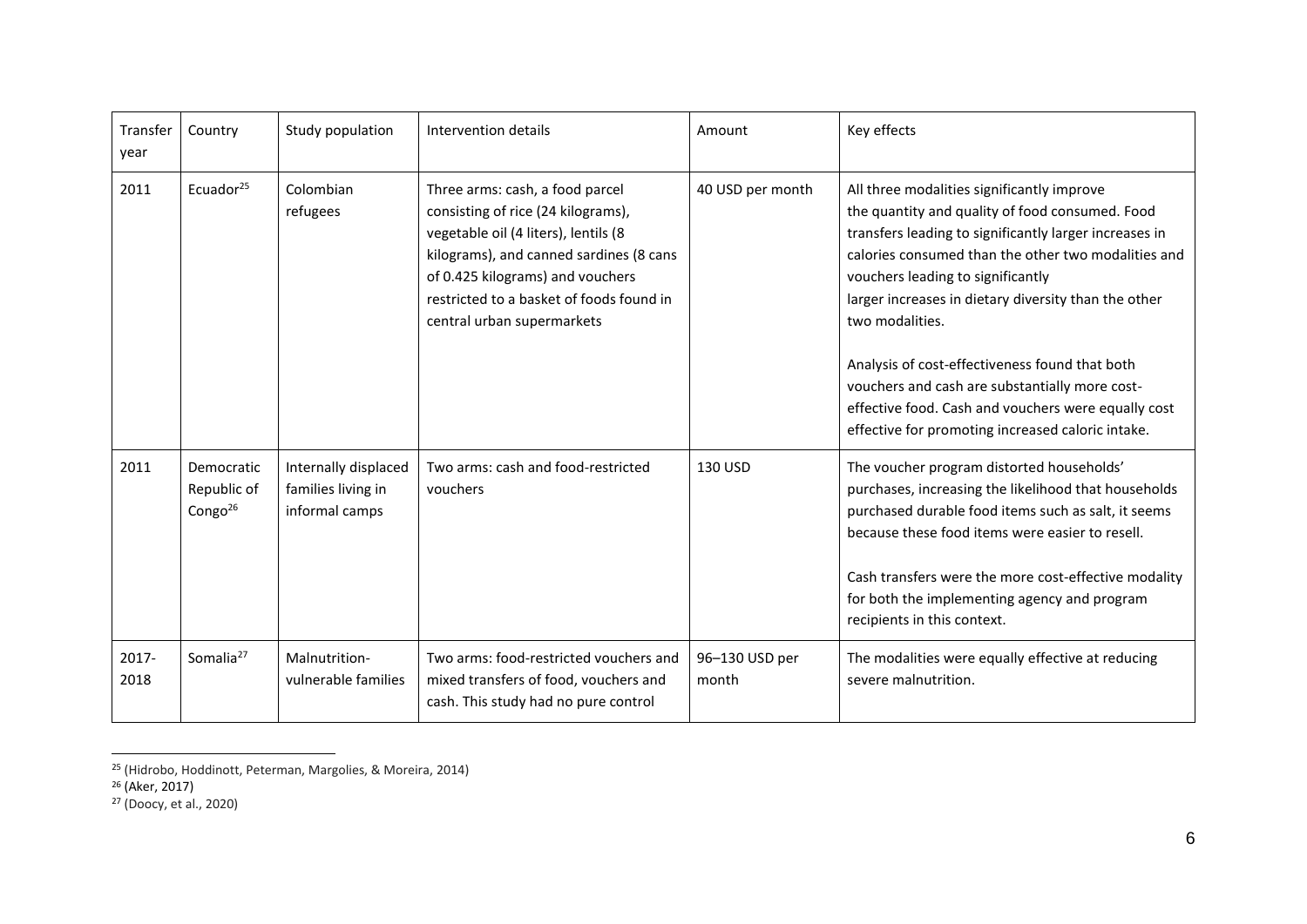| Transfer year | Country | Study population | Intervention details | Amount | Key effects |
|---|---|---|---|---|---|
| 2011 | Ecuador[25] | Colombian refugees | Three arms: cash, a food parcel consisting of rice (24 kilograms), vegetable oil (4 liters), lentils (8 kilograms), and canned sardines (8 cans of 0.425 kilograms) and vouchers restricted to a basket of foods found in central urban supermarkets | 40 USD per month | All three modalities significantly improve the quantity and quality of food consumed. Food transfers leading to significantly larger increases in calories consumed than the other two modalities and vouchers leading to significantly larger increases in dietary diversity than the other two modalities.<br><br>Analysis of cost-effectiveness found that both vouchers and cash are substantially more cost-effective food. Cash and vouchers were equally cost effective for promoting increased caloric intake. |
| 2011 | Democratic Republic of Congo[26] | Internally displaced families living in informal camps | Two arms: cash and food-restricted vouchers | 130 USD | The voucher program distorted households' purchases, increasing the likelihood that households purchased durable food items such as salt, it seems because these food items were easier to resell.<br><br>Cash transfers were the more cost-effective modality for both the implementing agency and program recipients in this context. |
| 2017-2018 | Somalia[27] | Malnutrition-vulnerable families | Two arms: food-restricted vouchers and mixed transfers of food, vouchers and cash. This study had no pure control | 96–130 USD per month | The modalities were equally effective at reducing severe malnutrition. |

[25] (Hidrobo, Hoddinott, Peterman, Margolies, & Moreira, 2014)

[26] (Aker, 2017)

[27] (Doocy, et al., 2020)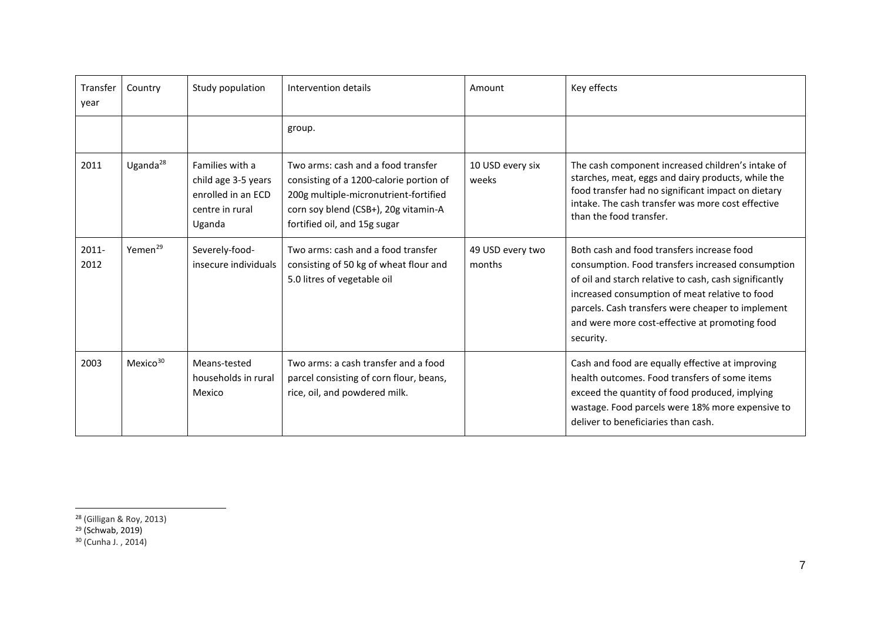| Transfer year | Country | Study population | Intervention details | Amount | Key effects |
|---|---|---|---|---|---|
| | | | group. | | |
| 2011 | Uganda[28] | Families with a child age 3-5 years enrolled in an ECD centre in rural Uganda | Two arms: cash and a food transfer consisting of a 1200-calorie portion of 200g multiple-micronutrient-fortified corn soy blend (CSB+), 20g vitamin-A fortified oil, and 15g sugar | 10 USD every six weeks | The cash component increased children's intake of starches, meat, eggs and dairy products, while the food transfer had no significant impact on dietary intake. The cash transfer was more cost effective than the food transfer. |
| 2011-2012 | Yemen[29] | Severely-food-insecure individuals | Two arms: cash and a food transfer consisting of 50 kg of wheat flour and 5.0 litres of vegetable oil | 49 USD every two months | Both cash and food transfers increase food consumption. Food transfers increased consumption of oil and starch relative to cash, cash significantly increased consumption of meat relative to food parcels. Cash transfers were cheaper to implement and were more cost-effective at promoting food security. |
| 2003 | Mexico[30] | Means-tested households in rural Mexico | Two arms: a cash transfer and a food parcel consisting of corn flour, beans, rice, oil, and powdered milk. | | Cash and food are equally effective at improving health outcomes. Food transfers of some items exceed the quantity of food produced, implying wastage. Food parcels were 18% more expensive to deliver to beneficiaries than cash. |

[28] (Gilligan & Roy, 2013)
[29] (Schwab, 2019)
[30] (Cunha J. , 2014)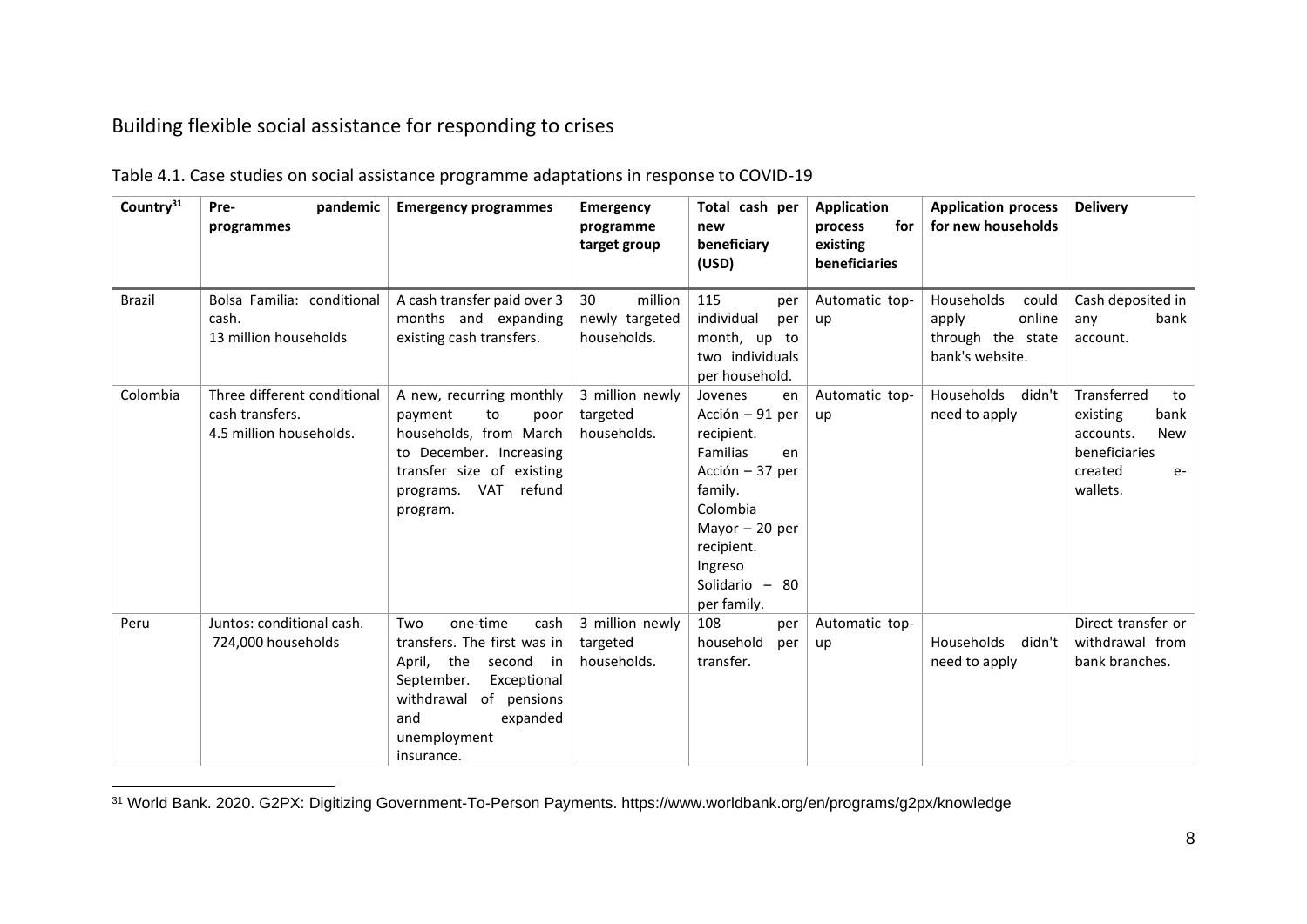## Building flexible social assistance for responding to crises

Table 4.1. Case studies on social assistance programme adaptations in response to COVID-19

| Country[31] | Pre-pandemic programmes | Emergency programmes | Emergency programme target group | Total cash per new beneficiary (USD) | Application process for existing beneficiaries | Application process for new households | Delivery |
|---|---|---|---|---|---|---|---|
| Brazil | Bolsa Familia: conditional cash. 13 million households | A cash transfer paid over 3 months and expanding existing cash transfers. | 30 million newly targeted households. | 115 per individual per month, up to two individuals per household. | Automatic top-up | Households could apply online through the state bank's website. | Cash deposited in any bank account. |
| Colombia | Three different conditional cash transfers. 4.5 million households. | A new, recurring monthly payment to poor households, from March to December. Increasing transfer size of existing programs. VAT refund program. | 3 million newly targeted households. | Jovenes en Acción – 91 per recipient. Familias en Acción – 37 per family. Colombia Mayor – 20 per recipient. Ingreso Solidario – 80 per family. | Automatic top-up | Households didn't need to apply | Transferred to existing bank accounts. New beneficiaries created e-wallets. |
| Peru | Juntos: conditional cash. 724,000 households | Two one-time cash transfers. The first was in April, the second in September. Exceptional withdrawal of pensions and expanded unemployment insurance. | 3 million newly targeted households. | 108 per household per transfer. | Automatic top-up | Households didn't need to apply | Direct transfer or withdrawal from bank branches. |

[31] World Bank. 2020. G2PX: Digitizing Government-To-Person Payments. https://www.worldbank.org/en/programs/g2px/knowledge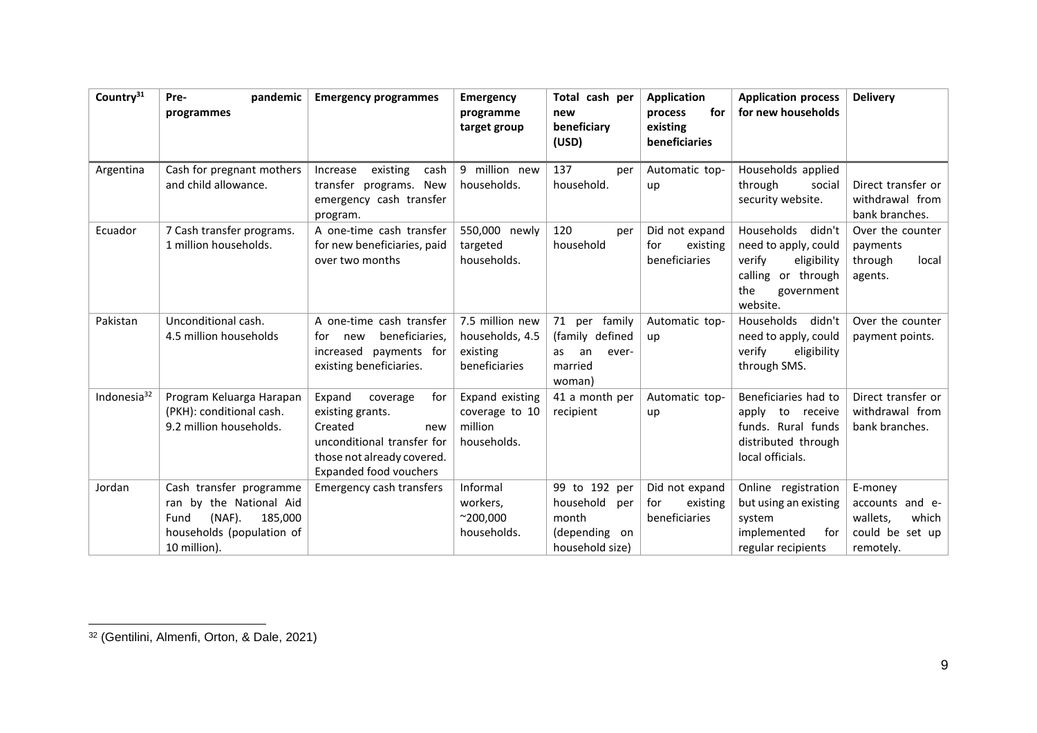| Country[31] | Pre-pandemic programmes | Emergency programmes | Emergency programme target group | Total cash per new beneficiary (USD) | Application process for existing beneficiaries | Application process for new households | Delivery |
|---|---|---|---|---|---|---|---|
| Argentina | Cash for pregnant mothers and child allowance. | Increase existing cash transfer programs. New emergency cash transfer program. | 9 million new households. | 137 per household. | Automatic top-up | Households applied through social security website. | Direct transfer or withdrawal from bank branches. |
| Ecuador | 7 Cash transfer programs. 1 million households. | A one-time cash transfer for new beneficiaries, paid over two months | 550,000 newly targeted households. | 120 per household | Did not expand for existing beneficiaries | Households didn't need to apply, could verify eligibility calling or through the government website. | Over the counter payments through local agents. |
| Pakistan | Unconditional cash. 4.5 million households | A one-time cash transfer for new beneficiaries, increased payments for existing beneficiaries. | 7.5 million new households, 4.5 existing beneficiaries | 71 per family (family defined as an ever-married woman) | Automatic top-up | Households didn't need to apply, could verify eligibility through SMS. | Over the counter payment points. |
| Indonesia[32] | Program Keluarga Harapan (PKH): conditional cash. 9.2 million households. | Expand coverage for existing grants. Created new unconditional transfer for those not already covered. Expanded food vouchers | Expand existing coverage to 10 million households. | 41 a month per recipient | Automatic top-up | Beneficiaries had to apply to receive funds. Rural funds distributed through local officials. | Direct transfer or withdrawal from bank branches. |
| Jordan | Cash transfer programme ran by the National Aid Fund (NAF). 185,000 households (population of 10 million). | Emergency cash transfers | Informal workers, ~200,000 households. | 99 to 192 per household per month (depending on household size) | Did not expand for existing beneficiaries | Online registration but using an existing system implemented for regular recipients | E-money accounts and e-wallets, which could be set up remotely. |

[32] (Gentilini, Almenfi, Orton, & Dale, 2021)